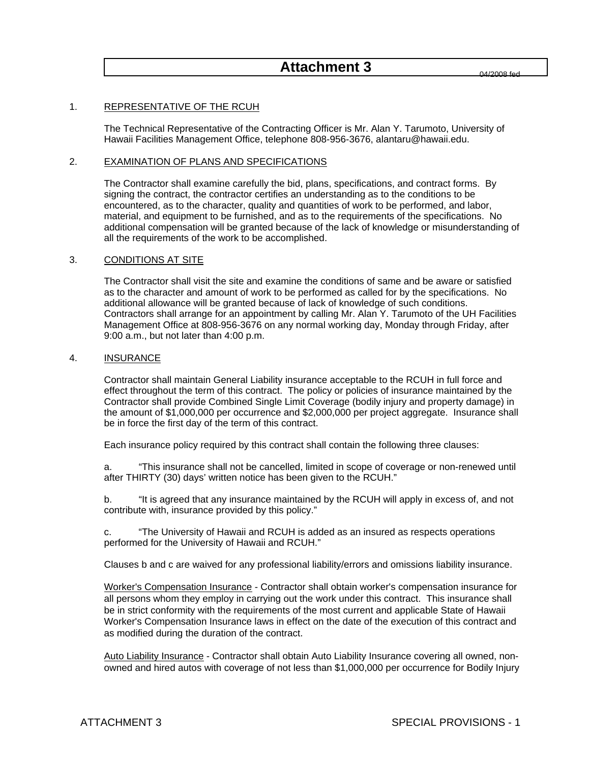# Attachment 3

04/2008 fed

1. REPRESENTATIVE OF THE RCUH

   The Technical Representative of the Contracting Officer is Mr. Alan Y. Tarumoto, University of Hawaii Facilities Management Office, telephone 808-956-3676, alantaru@hawaii.edu.

2. EXAMINATION OF PLANS AND SPECIFICATIONS

   The Contractor shall examine carefully the bid, plans, specifications, and contract forms. By signing the contract, the contractor certifies an understanding as to the conditions to be encountered, as to the character, quality and quantities of work to be performed, and labor, material, and equipment to be furnished, and as to the requirements of the specifications. No additional compensation will be granted because of the lack of knowledge or misunderstanding of all the requirements of the work to be accomplished.

3. CONDITIONS AT SITE

   The Contractor shall visit the site and examine the conditions of same and be aware or satisfied as to the character and amount of work to be performed as called for by the specifications. No additional allowance will be granted because of lack of knowledge of such conditions. Contractors shall arrange for an appointment by calling Mr. Alan Y. Tarumoto of the UH Facilities Management Office at 808-956-3676 on any normal working day, Monday through Friday, after 9:00 a.m., but not later than 4:00 p.m.

4. INSURANCE

   Contractor shall maintain General Liability insurance acceptable to the RCUH in full force and effect throughout the term of this contract. The policy or policies of insurance maintained by the Contractor shall provide Combined Single Limit Coverage (bodily injury and property damage) in the amount of $1,000,000 per occurrence and $2,000,000 per project aggregate. Insurance shall be in force the first day of the term of this contract.

   Each insurance policy required by this contract shall contain the following three clauses:

   a. "This insurance shall not be cancelled, limited in scope of coverage or non-renewed until after THIRTY (30) days' written notice has been given to the RCUH."

   b. "It is agreed that any insurance maintained by the RCUH will apply in excess of, and not contribute with, insurance provided by this policy."

   c. "The University of Hawaii and RCUH is added as an insured as respects operations performed for the University of Hawaii and RCUH."

   Clauses b and c are waived for any professional liability/errors and omissions liability insurance.

   Worker's Compensation Insurance - Contractor shall obtain worker's compensation insurance for all persons whom they employ in carrying out the work under this contract. This insurance shall be in strict conformity with the requirements of the most current and applicable State of Hawaii Worker's Compensation Insurance laws in effect on the date of the execution of this contract and as modified during the duration of the contract.

   Auto Liability Insurance - Contractor shall obtain Auto Liability Insurance covering all owned, non-owned and hired autos with coverage of not less than $1,000,000 per occurrence for Bodily Injury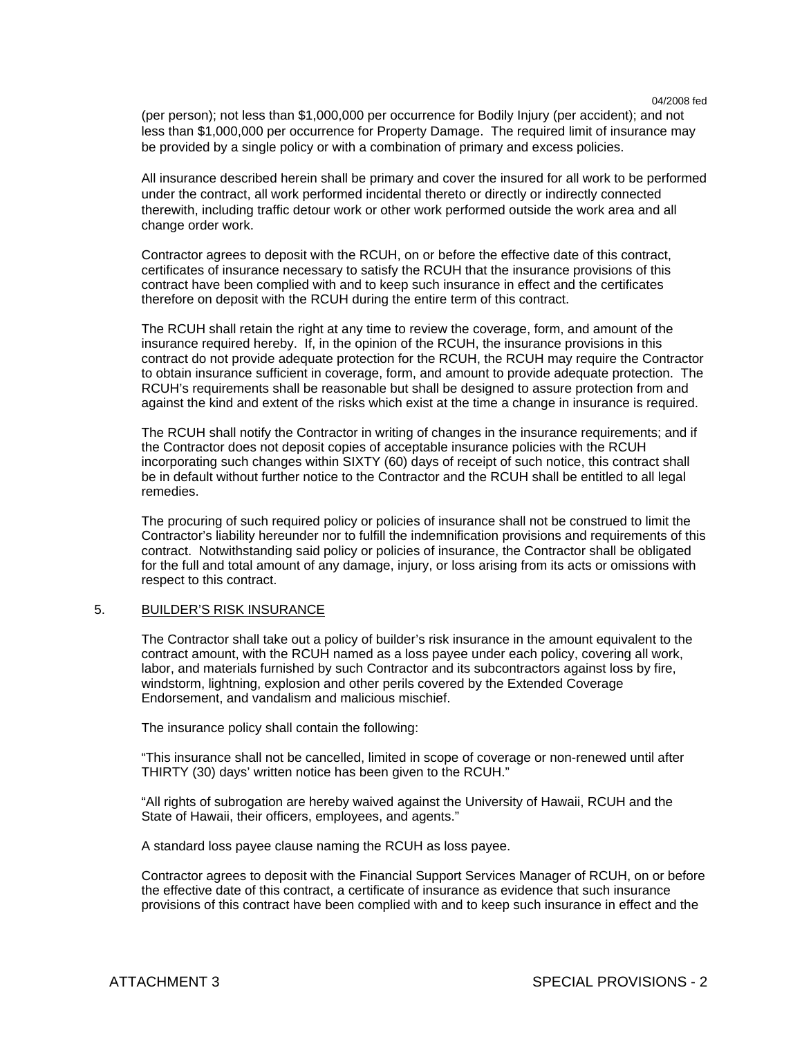(per person); not less than $1,000,000 per occurrence for Bodily Injury (per accident); and not less than $1,000,000 per occurrence for Property Damage. The required limit of insurance may be provided by a single policy or with a combination of primary and excess policies.

All insurance described herein shall be primary and cover the insured for all work to be performed under the contract, all work performed incidental thereto or directly or indirectly connected therewith, including traffic detour work or other work performed outside the work area and all change order work.

Contractor agrees to deposit with the RCUH, on or before the effective date of this contract, certificates of insurance necessary to satisfy the RCUH that the insurance provisions of this contract have been complied with and to keep such insurance in effect and the certificates therefore on deposit with the RCUH during the entire term of this contract.

The RCUH shall retain the right at any time to review the coverage, form, and amount of the insurance required hereby. If, in the opinion of the RCUH, the insurance provisions in this contract do not provide adequate protection for the RCUH, the RCUH may require the Contractor to obtain insurance sufficient in coverage, form, and amount to provide adequate protection. The RCUH's requirements shall be reasonable but shall be designed to assure protection from and against the kind and extent of the risks which exist at the time a change in insurance is required.

The RCUH shall notify the Contractor in writing of changes in the insurance requirements; and if the Contractor does not deposit copies of acceptable insurance policies with the RCUH incorporating such changes within SIXTY (60) days of receipt of such notice, this contract shall be in default without further notice to the Contractor and the RCUH shall be entitled to all legal remedies.

The procuring of such required policy or policies of insurance shall not be construed to limit the Contractor's liability hereunder nor to fulfill the indemnification provisions and requirements of this contract. Notwithstanding said policy or policies of insurance, the Contractor shall be obligated for the full and total amount of any damage, injury, or loss arising from its acts or omissions with respect to this contract.

5. BUILDER'S RISK INSURANCE

The Contractor shall take out a policy of builder's risk insurance in the amount equivalent to the contract amount, with the RCUH named as a loss payee under each policy, covering all work, labor, and materials furnished by such Contractor and its subcontractors against loss by fire, windstorm, lightning, explosion and other perils covered by the Extended Coverage Endorsement, and vandalism and malicious mischief.

The insurance policy shall contain the following:

"This insurance shall not be cancelled, limited in scope of coverage or non-renewed until after THIRTY (30) days' written notice has been given to the RCUH."

"All rights of subrogation are hereby waived against the University of Hawaii, RCUH and the State of Hawaii, their officers, employees, and agents."

A standard loss payee clause naming the RCUH as loss payee.

Contractor agrees to deposit with the Financial Support Services Manager of RCUH, on or before the effective date of this contract, a certificate of insurance as evidence that such insurance provisions of this contract have been complied with and to keep such insurance in effect and the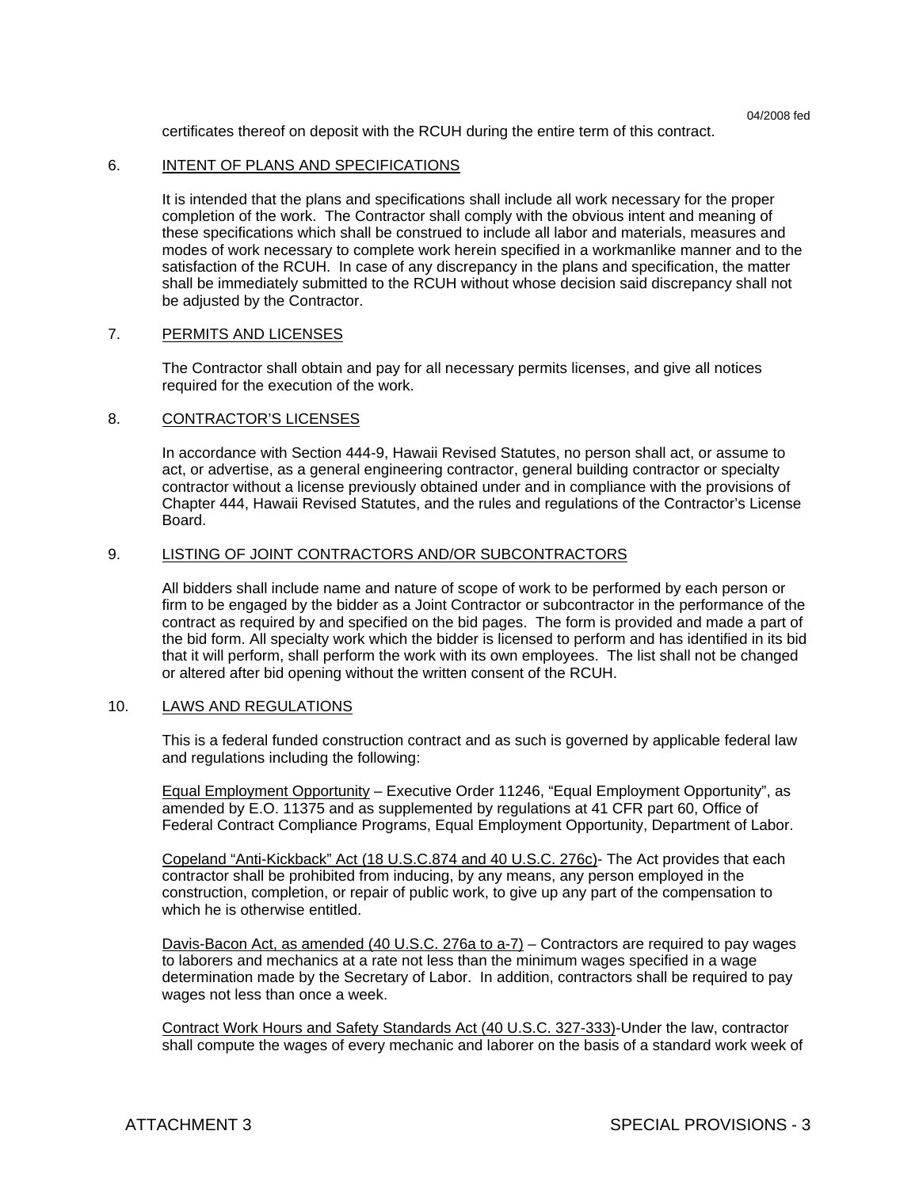certificates thereof on deposit with the RCUH during the entire term of this contract.

6. <u>INTENT OF PLANS AND SPECIFICATIONS</u>

It is intended that the plans and specifications shall include all work necessary for the proper completion of the work. The Contractor shall comply with the obvious intent and meaning of these specifications which shall be construed to include all labor and materials, measures and modes of work necessary to complete work herein specified in a workmanlike manner and to the satisfaction of the RCUH. In case of any discrepancy in the plans and specification, the matter shall be immediately submitted to the RCUH without whose decision said discrepancy shall not be adjusted by the Contractor.

7. <u>PERMITS AND LICENSES</u>

The Contractor shall obtain and pay for all necessary permits licenses, and give all notices required for the execution of the work.

8. <u>CONTRACTOR'S LICENSES</u>

In accordance with Section 444-9, Hawaii Revised Statutes, no person shall act, or assume to act, or advertise, as a general engineering contractor, general building contractor or specialty contractor without a license previously obtained under and in compliance with the provisions of Chapter 444, Hawaii Revised Statutes, and the rules and regulations of the Contractor's License Board.

9. <u>LISTING OF JOINT CONTRACTORS AND/OR SUBCONTRACTORS</u>

All bidders shall include name and nature of scope of work to be performed by each person or firm to be engaged by the bidder as a Joint Contractor or subcontractor in the performance of the contract as required by and specified on the bid pages. The form is provided and made a part of the bid form. All specialty work which the bidder is licensed to perform and has identified in its bid that it will perform, shall perform the work with its own employees. The list shall not be changed or altered after bid opening without the written consent of the RCUH.

10. <u>LAWS AND REGULATIONS</u>

This is a federal funded construction contract and as such is governed by applicable federal law and regulations including the following:

<u>Equal Employment Opportunity</u> – Executive Order 11246, "Equal Employment Opportunity", as amended by E.O. 11375 and as supplemented by regulations at 41 CFR part 60, Office of Federal Contract Compliance Programs, Equal Employment Opportunity, Department of Labor.

<u>Copeland "Anti-Kickback" Act (18 U.S.C.874 and 40 U.S.C. 276c)</u>- The Act provides that each contractor shall be prohibited from inducing, by any means, any person employed in the construction, completion, or repair of public work, to give up any part of the compensation to which he is otherwise entitled.

<u>Davis-Bacon Act, as amended (40 U.S.C. 276a to a-7)</u> – Contractors are required to pay wages to laborers and mechanics at a rate not less than the minimum wages specified in a wage determination made by the Secretary of Labor. In addition, contractors shall be required to pay wages not less than once a week.

<u>Contract Work Hours and Safety Standards Act (40 U.S.C. 327-333)</u>-Under the law, contractor shall compute the wages of every mechanic and laborer on the basis of a standard work week of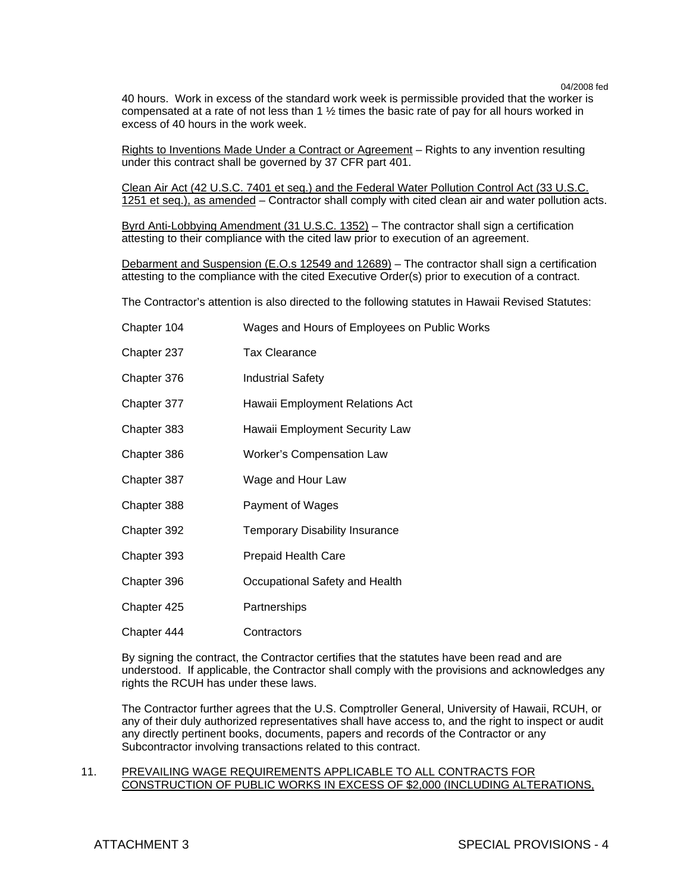40 hours. Work in excess of the standard work week is permissible provided that the worker is compensated at a rate of not less than 1 ½ times the basic rate of pay for all hours worked in excess of 40 hours in the work week.

Rights to Inventions Made Under a Contract or Agreement – Rights to any invention resulting under this contract shall be governed by 37 CFR part 401.

Clean Air Act (42 U.S.C. 7401 et seq.) and the Federal Water Pollution Control Act (33 U.S.C. 1251 et seq.), as amended – Contractor shall comply with cited clean air and water pollution acts.

Byrd Anti-Lobbying Amendment (31 U.S.C. 1352) – The contractor shall sign a certification attesting to their compliance with the cited law prior to execution of an agreement.

Debarment and Suspension (E.O.s 12549 and 12689) – The contractor shall sign a certification attesting to the compliance with the cited Executive Order(s) prior to execution of a contract.

The Contractor's attention is also directed to the following statutes in Hawaii Revised Statutes:

| | |
|---|---|
| Chapter 104 | Wages and Hours of Employees on Public Works |
| Chapter 237 | Tax Clearance |
| Chapter 376 | Industrial Safety |
| Chapter 377 | Hawaii Employment Relations Act |
| Chapter 383 | Hawaii Employment Security Law |
| Chapter 386 | Worker's Compensation Law |
| Chapter 387 | Wage and Hour Law |
| Chapter 388 | Payment of Wages |
| Chapter 392 | Temporary Disability Insurance |
| Chapter 393 | Prepaid Health Care |
| Chapter 396 | Occupational Safety and Health |
| Chapter 425 | Partnerships |
| Chapter 444 | Contractors |

By signing the contract, the Contractor certifies that the statutes have been read and are understood. If applicable, the Contractor shall comply with the provisions and acknowledges any rights the RCUH has under these laws.

The Contractor further agrees that the U.S. Comptroller General, University of Hawaii, RCUH, or any of their duly authorized representatives shall have access to, and the right to inspect or audit any directly pertinent books, documents, papers and records of the Contractor or any Subcontractor involving transactions related to this contract.

11. PREVAILING WAGE REQUIREMENTS APPLICABLE TO ALL CONTRACTS FOR CONSTRUCTION OF PUBLIC WORKS IN EXCESS OF $2,000 (INCLUDING ALTERATIONS,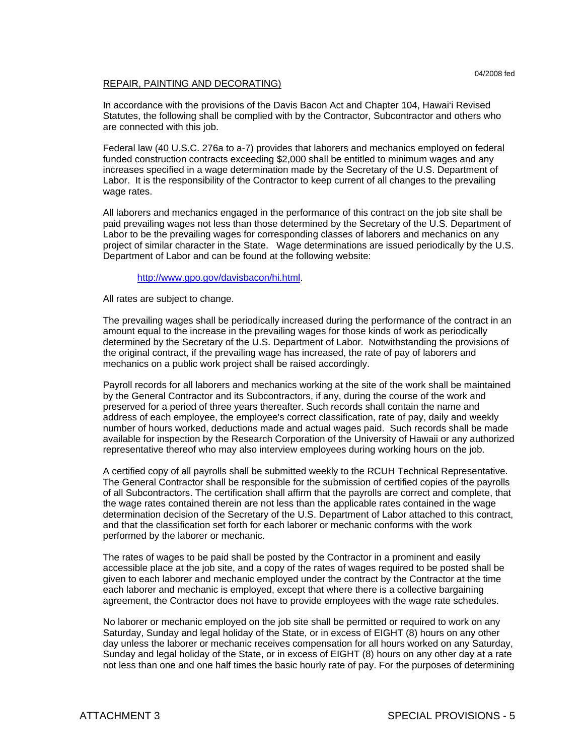REPAIR, PAINTING AND DECORATING)

In accordance with the provisions of the Davis Bacon Act and Chapter 104, Hawai'i Revised Statutes, the following shall be complied with by the Contractor, Subcontractor and others who are connected with this job.

Federal law (40 U.S.C. 276a to a-7) provides that laborers and mechanics employed on federal funded construction contracts exceeding $2,000 shall be entitled to minimum wages and any increases specified in a wage determination made by the Secretary of the U.S. Department of Labor. It is the responsibility of the Contractor to keep current of all changes to the prevailing wage rates.

All laborers and mechanics engaged in the performance of this contract on the job site shall be paid prevailing wages not less than those determined by the Secretary of the U.S. Department of Labor to be the prevailing wages for corresponding classes of laborers and mechanics on any project of similar character in the State. Wage determinations are issued periodically by the U.S. Department of Labor and can be found at the following website:

http://www.gpo.gov/davisbacon/hi.html.

All rates are subject to change.

The prevailing wages shall be periodically increased during the performance of the contract in an amount equal to the increase in the prevailing wages for those kinds of work as periodically determined by the Secretary of the U.S. Department of Labor. Notwithstanding the provisions of the original contract, if the prevailing wage has increased, the rate of pay of laborers and mechanics on a public work project shall be raised accordingly.

Payroll records for all laborers and mechanics working at the site of the work shall be maintained by the General Contractor and its Subcontractors, if any, during the course of the work and preserved for a period of three years thereafter. Such records shall contain the name and address of each employee, the employee's correct classification, rate of pay, daily and weekly number of hours worked, deductions made and actual wages paid. Such records shall be made available for inspection by the Research Corporation of the University of Hawaii or any authorized representative thereof who may also interview employees during working hours on the job.

A certified copy of all payrolls shall be submitted weekly to the RCUH Technical Representative. The General Contractor shall be responsible for the submission of certified copies of the payrolls of all Subcontractors. The certification shall affirm that the payrolls are correct and complete, that the wage rates contained therein are not less than the applicable rates contained in the wage determination decision of the Secretary of the U.S. Department of Labor attached to this contract, and that the classification set forth for each laborer or mechanic conforms with the work performed by the laborer or mechanic.

The rates of wages to be paid shall be posted by the Contractor in a prominent and easily accessible place at the job site, and a copy of the rates of wages required to be posted shall be given to each laborer and mechanic employed under the contract by the Contractor at the time each laborer and mechanic is employed, except that where there is a collective bargaining agreement, the Contractor does not have to provide employees with the wage rate schedules.

No laborer or mechanic employed on the job site shall be permitted or required to work on any Saturday, Sunday and legal holiday of the State, or in excess of EIGHT (8) hours on any other day unless the laborer or mechanic receives compensation for all hours worked on any Saturday, Sunday and legal holiday of the State, or in excess of EIGHT (8) hours on any other day at a rate not less than one and one half times the basic hourly rate of pay. For the purposes of determining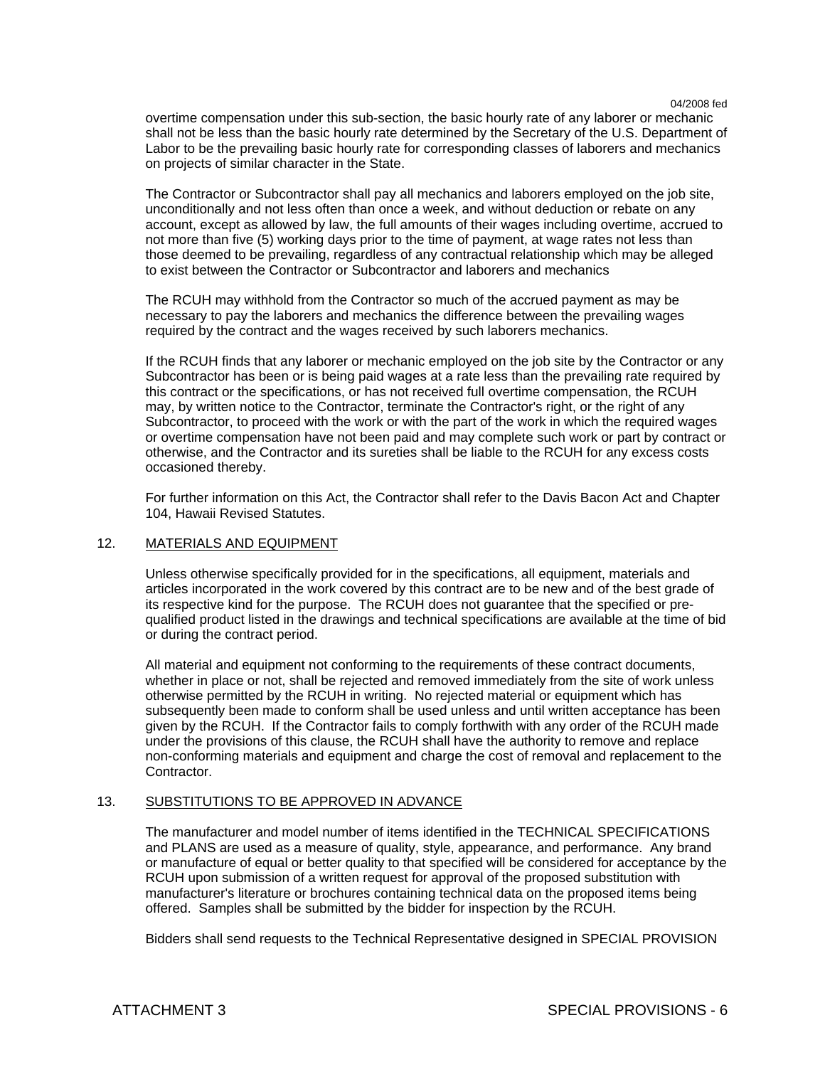overtime compensation under this sub-section, the basic hourly rate of any laborer or mechanic shall not be less than the basic hourly rate determined by the Secretary of the U.S. Department of Labor to be the prevailing basic hourly rate for corresponding classes of laborers and mechanics on projects of similar character in the State.

The Contractor or Subcontractor shall pay all mechanics and laborers employed on the job site, unconditionally and not less often than once a week, and without deduction or rebate on any account, except as allowed by law, the full amounts of their wages including overtime, accrued to not more than five (5) working days prior to the time of payment, at wage rates not less than those deemed to be prevailing, regardless of any contractual relationship which may be alleged to exist between the Contractor or Subcontractor and laborers and mechanics

The RCUH may withhold from the Contractor so much of the accrued payment as may be necessary to pay the laborers and mechanics the difference between the prevailing wages required by the contract and the wages received by such laborers mechanics.

If the RCUH finds that any laborer or mechanic employed on the job site by the Contractor or any Subcontractor has been or is being paid wages at a rate less than the prevailing rate required by this contract or the specifications, or has not received full overtime compensation, the RCUH may, by written notice to the Contractor, terminate the Contractor's right, or the right of any Subcontractor, to proceed with the work or with the part of the work in which the required wages or overtime compensation have not been paid and may complete such work or part by contract or otherwise, and the Contractor and its sureties shall be liable to the RCUH for any excess costs occasioned thereby.

For further information on this Act, the Contractor shall refer to the Davis Bacon Act and Chapter 104, Hawaii Revised Statutes.

12. MATERIALS AND EQUIPMENT

Unless otherwise specifically provided for in the specifications, all equipment, materials and articles incorporated in the work covered by this contract are to be new and of the best grade of its respective kind for the purpose. The RCUH does not guarantee that the specified or pre-qualified product listed in the drawings and technical specifications are available at the time of bid or during the contract period.

All material and equipment not conforming to the requirements of these contract documents, whether in place or not, shall be rejected and removed immediately from the site of work unless otherwise permitted by the RCUH in writing. No rejected material or equipment which has subsequently been made to conform shall be used unless and until written acceptance has been given by the RCUH. If the Contractor fails to comply forthwith with any order of the RCUH made under the provisions of this clause, the RCUH shall have the authority to remove and replace non-conforming materials and equipment and charge the cost of removal and replacement to the Contractor.

13. SUBSTITUTIONS TO BE APPROVED IN ADVANCE

The manufacturer and model number of items identified in the TECHNICAL SPECIFICATIONS and PLANS are used as a measure of quality, style, appearance, and performance. Any brand or manufacture of equal or better quality to that specified will be considered for acceptance by the RCUH upon submission of a written request for approval of the proposed substitution with manufacturer's literature or brochures containing technical data on the proposed items being offered. Samples shall be submitted by the bidder for inspection by the RCUH.

Bidders shall send requests to the Technical Representative designed in SPECIAL PROVISION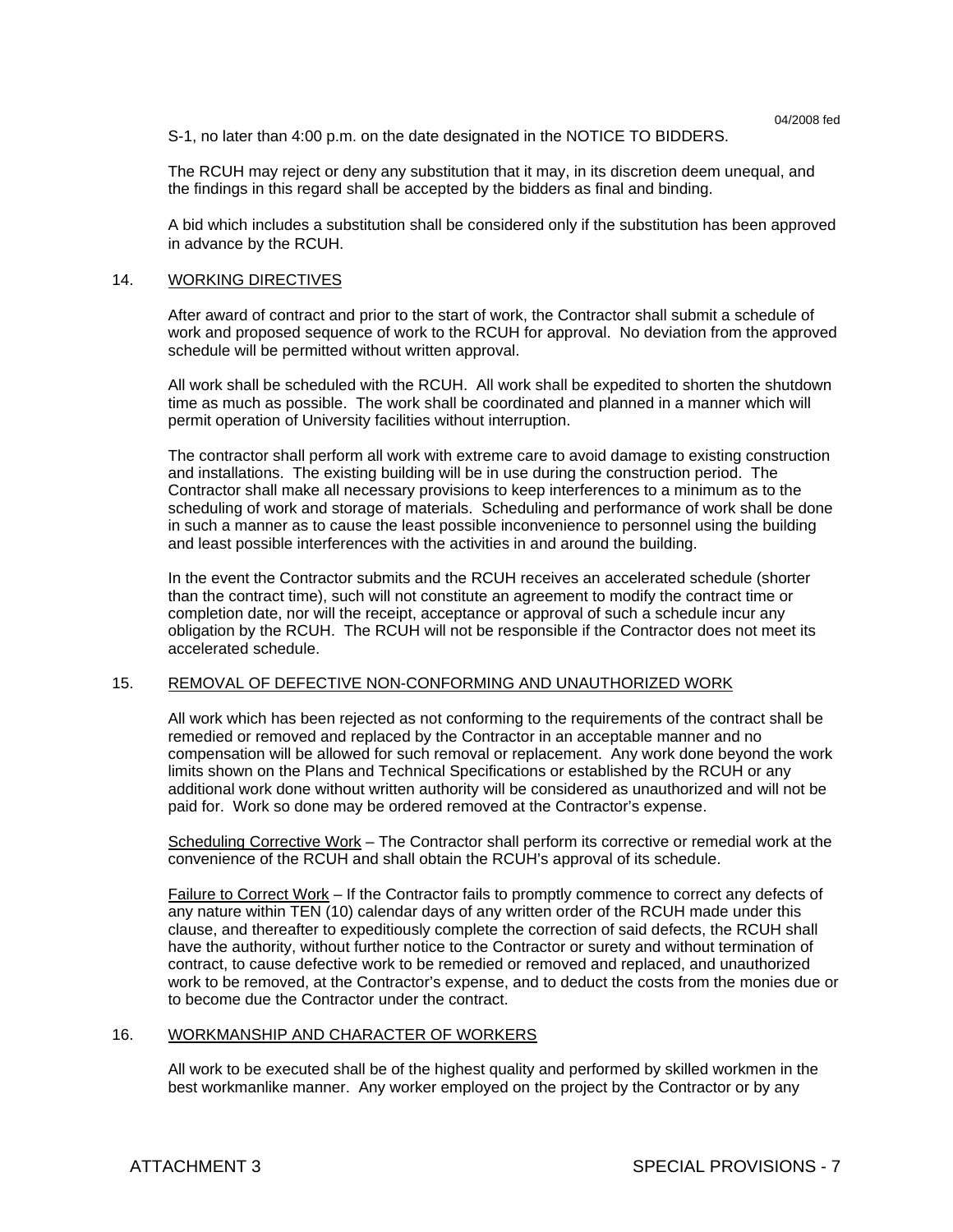S-1, no later than 4:00 p.m. on the date designated in the NOTICE TO BIDDERS.

The RCUH may reject or deny any substitution that it may, in its discretion deem unequal, and the findings in this regard shall be accepted by the bidders as final and binding.

A bid which includes a substitution shall be considered only if the substitution has been approved in advance by the RCUH.

## 14. WORKING DIRECTIVES

After award of contract and prior to the start of work, the Contractor shall submit a schedule of work and proposed sequence of work to the RCUH for approval. No deviation from the approved schedule will be permitted without written approval.

All work shall be scheduled with the RCUH. All work shall be expedited to shorten the shutdown time as much as possible. The work shall be coordinated and planned in a manner which will permit operation of University facilities without interruption.

The contractor shall perform all work with extreme care to avoid damage to existing construction and installations. The existing building will be in use during the construction period. The Contractor shall make all necessary provisions to keep interferences to a minimum as to the scheduling of work and storage of materials. Scheduling and performance of work shall be done in such a manner as to cause the least possible inconvenience to personnel using the building and least possible interferences with the activities in and around the building.

In the event the Contractor submits and the RCUH receives an accelerated schedule (shorter than the contract time), such will not constitute an agreement to modify the contract time or completion date, nor will the receipt, acceptance or approval of such a schedule incur any obligation by the RCUH. The RCUH will not be responsible if the Contractor does not meet its accelerated schedule.

## 15. REMOVAL OF DEFECTIVE NON-CONFORMING AND UNAUTHORIZED WORK

All work which has been rejected as not conforming to the requirements of the contract shall be remedied or removed and replaced by the Contractor in an acceptable manner and no compensation will be allowed for such removal or replacement. Any work done beyond the work limits shown on the Plans and Technical Specifications or established by the RCUH or any additional work done without written authority will be considered as unauthorized and will not be paid for. Work so done may be ordered removed at the Contractor's expense.

Scheduling Corrective Work – The Contractor shall perform its corrective or remedial work at the convenience of the RCUH and shall obtain the RCUH's approval of its schedule.

Failure to Correct Work – If the Contractor fails to promptly commence to correct any defects of any nature within TEN (10) calendar days of any written order of the RCUH made under this clause, and thereafter to expeditiously complete the correction of said defects, the RCUH shall have the authority, without further notice to the Contractor or surety and without termination of contract, to cause defective work to be remedied or removed and replaced, and unauthorized work to be removed, at the Contractor's expense, and to deduct the costs from the monies due or to become due the Contractor under the contract.

## 16. WORKMANSHIP AND CHARACTER OF WORKERS

All work to be executed shall be of the highest quality and performed by skilled workmen in the best workmanlike manner. Any worker employed on the project by the Contractor or by any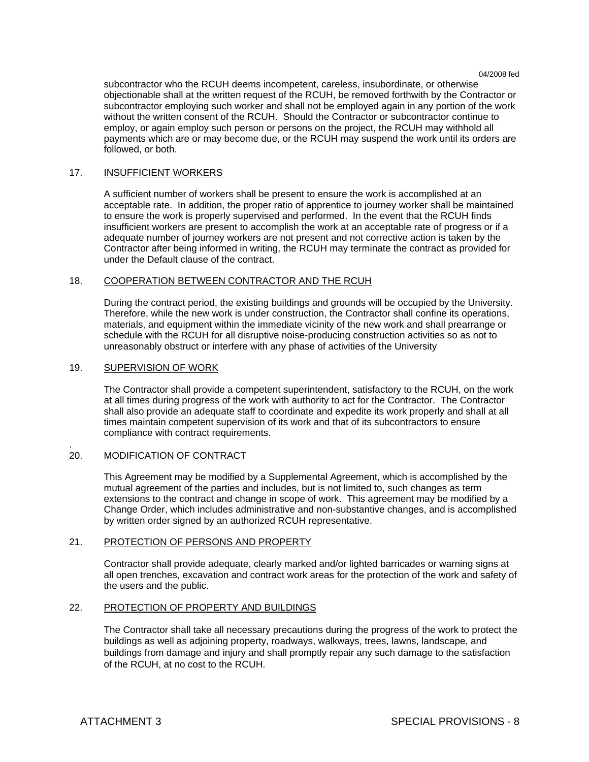subcontractor who the RCUH deems incompetent, careless, insubordinate, or otherwise objectionable shall at the written request of the RCUH, be removed forthwith by the Contractor or subcontractor employing such worker and shall not be employed again in any portion of the work without the written consent of the RCUH. Should the Contractor or subcontractor continue to employ, or again employ such person or persons on the project, the RCUH may withhold all payments which are or may become due, or the RCUH may suspend the work until its orders are followed, or both.

17. INSUFFICIENT WORKERS

A sufficient number of workers shall be present to ensure the work is accomplished at an acceptable rate. In addition, the proper ratio of apprentice to journey worker shall be maintained to ensure the work is properly supervised and performed. In the event that the RCUH finds insufficient workers are present to accomplish the work at an acceptable rate of progress or if a adequate number of journey workers are not present and not corrective action is taken by the Contractor after being informed in writing, the RCUH may terminate the contract as provided for under the Default clause of the contract.

18. COOPERATION BETWEEN CONTRACTOR AND THE RCUH

During the contract period, the existing buildings and grounds will be occupied by the University. Therefore, while the new work is under construction, the Contractor shall confine its operations, materials, and equipment within the immediate vicinity of the new work and shall prearrange or schedule with the RCUH for all disruptive noise-producing construction activities so as not to unreasonably obstruct or interfere with any phase of activities of the University

19. SUPERVISION OF WORK

The Contractor shall provide a competent superintendent, satisfactory to the RCUH, on the work at all times during progress of the work with authority to act for the Contractor. The Contractor shall also provide an adequate staff to coordinate and expedite its work properly and shall at all times maintain competent supervision of its work and that of its subcontractors to ensure compliance with contract requirements.

20. MODIFICATION OF CONTRACT

This Agreement may be modified by a Supplemental Agreement, which is accomplished by the mutual agreement of the parties and includes, but is not limited to, such changes as term extensions to the contract and change in scope of work. This agreement may be modified by a Change Order, which includes administrative and non-substantive changes, and is accomplished by written order signed by an authorized RCUH representative.

21. PROTECTION OF PERSONS AND PROPERTY

Contractor shall provide adequate, clearly marked and/or lighted barricades or warning signs at all open trenches, excavation and contract work areas for the protection of the work and safety of the users and the public.

22. PROTECTION OF PROPERTY AND BUILDINGS

The Contractor shall take all necessary precautions during the progress of the work to protect the buildings as well as adjoining property, roadways, walkways, trees, lawns, landscape, and buildings from damage and injury and shall promptly repair any such damage to the satisfaction of the RCUH, at no cost to the RCUH.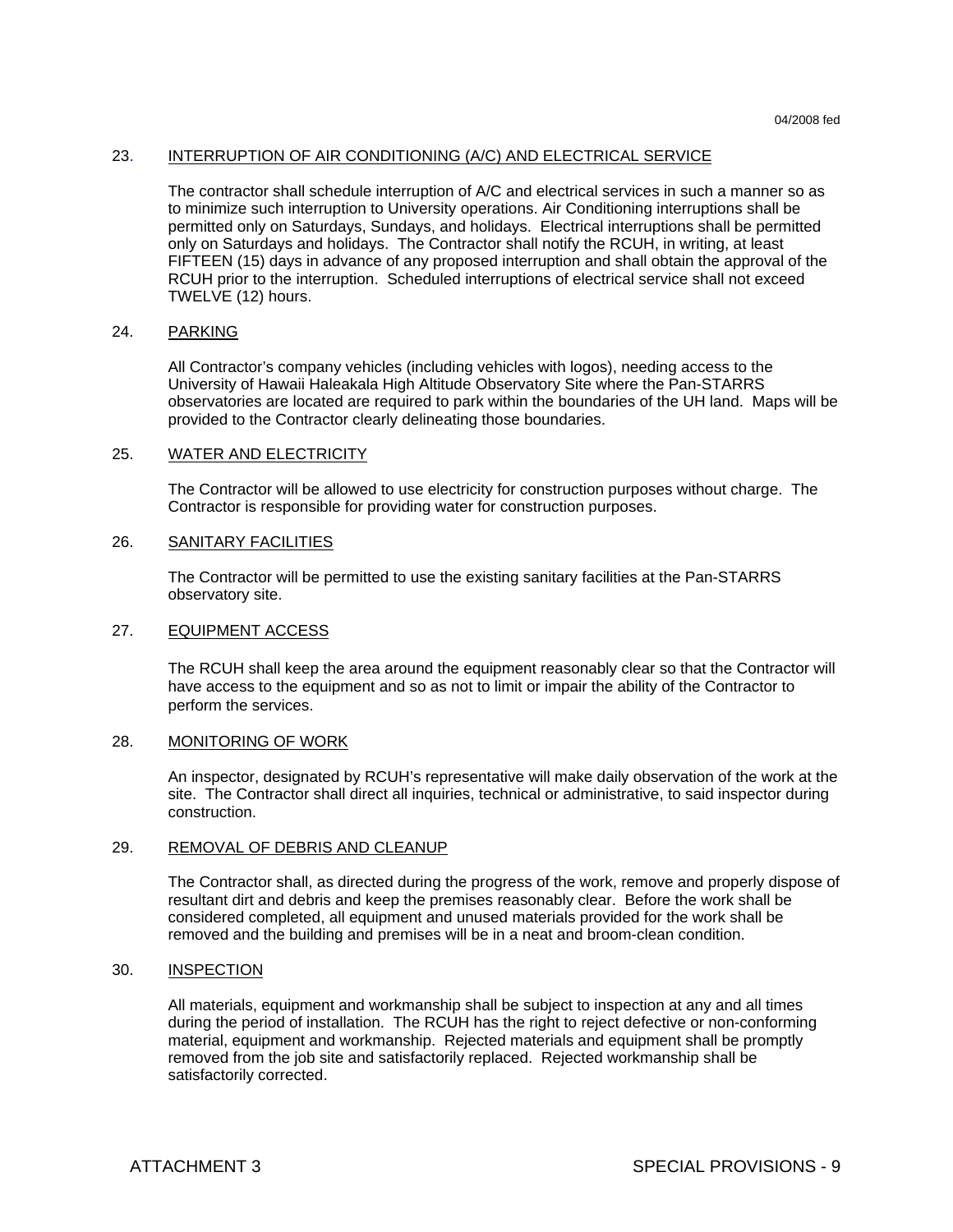23. <u>INTERRUPTION OF AIR CONDITIONING (A/C) AND ELECTRICAL SERVICE</u>

The contractor shall schedule interruption of A/C and electrical services in such a manner so as to minimize such interruption to University operations. Air Conditioning interruptions shall be permitted only on Saturdays, Sundays, and holidays. Electrical interruptions shall be permitted only on Saturdays and holidays. The Contractor shall notify the RCUH, in writing, at least FIFTEEN (15) days in advance of any proposed interruption and shall obtain the approval of the RCUH prior to the interruption. Scheduled interruptions of electrical service shall not exceed TWELVE (12) hours.

24. <u>PARKING</u>

All Contractor's company vehicles (including vehicles with logos), needing access to the University of Hawaii Haleakala High Altitude Observatory Site where the Pan-STARRS observatories are located are required to park within the boundaries of the UH land. Maps will be provided to the Contractor clearly delineating those boundaries.

25. <u>WATER AND ELECTRICITY</u>

The Contractor will be allowed to use electricity for construction purposes without charge. The Contractor is responsible for providing water for construction purposes.

26. <u>SANITARY FACILITIES</u>

The Contractor will be permitted to use the existing sanitary facilities at the Pan-STARRS observatory site.

27. <u>EQUIPMENT ACCESS</u>

The RCUH shall keep the area around the equipment reasonably clear so that the Contractor will have access to the equipment and so as not to limit or impair the ability of the Contractor to perform the services.

28. <u>MONITORING OF WORK</u>

An inspector, designated by RCUH's representative will make daily observation of the work at the site. The Contractor shall direct all inquiries, technical or administrative, to said inspector during construction.

29. <u>REMOVAL OF DEBRIS AND CLEANUP</u>

The Contractor shall, as directed during the progress of the work, remove and properly dispose of resultant dirt and debris and keep the premises reasonably clear. Before the work shall be considered completed, all equipment and unused materials provided for the work shall be removed and the building and premises will be in a neat and broom-clean condition.

30. <u>INSPECTION</u>

All materials, equipment and workmanship shall be subject to inspection at any and all times during the period of installation. The RCUH has the right to reject defective or non-conforming material, equipment and workmanship. Rejected materials and equipment shall be promptly removed from the job site and satisfactorily replaced. Rejected workmanship shall be satisfactorily corrected.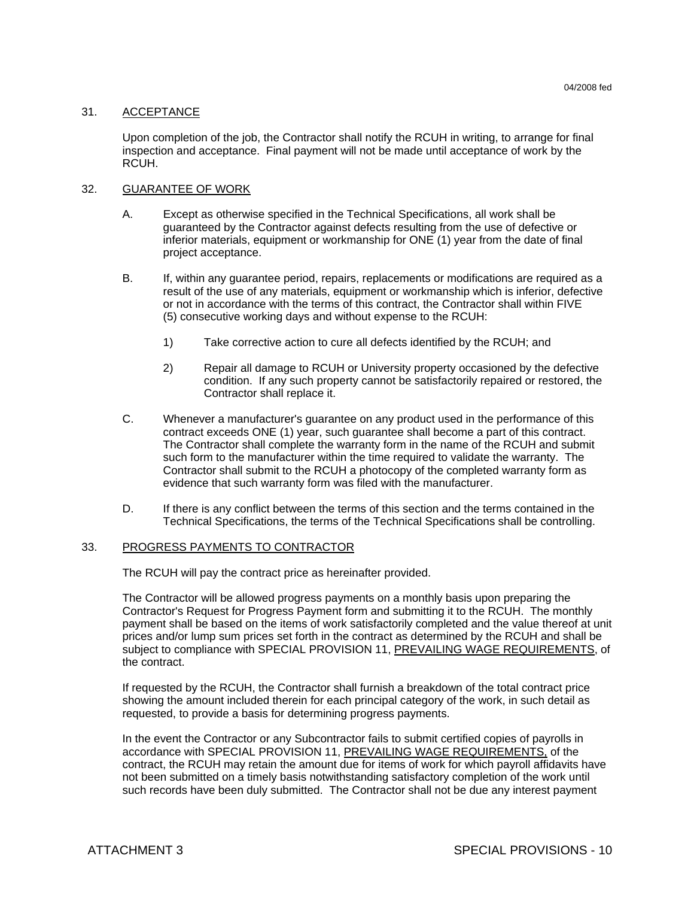## 31. ACCEPTANCE

Upon completion of the job, the Contractor shall notify the RCUH in writing, to arrange for final inspection and acceptance. Final payment will not be made until acceptance of work by the RCUH.

## 32. GUARANTEE OF WORK

A. Except as otherwise specified in the Technical Specifications, all work shall be guaranteed by the Contractor against defects resulting from the use of defective or inferior materials, equipment or workmanship for ONE (1) year from the date of final project acceptance.

B. If, within any guarantee period, repairs, replacements or modifications are required as a result of the use of any materials, equipment or workmanship which is inferior, defective or not in accordance with the terms of this contract, the Contractor shall within FIVE (5) consecutive working days and without expense to the RCUH:

   1) Take corrective action to cure all defects identified by the RCUH; and

   2) Repair all damage to RCUH or University property occasioned by the defective condition. If any such property cannot be satisfactorily repaired or restored, the Contractor shall replace it.

C. Whenever a manufacturer's guarantee on any product used in the performance of this contract exceeds ONE (1) year, such guarantee shall become a part of this contract. The Contractor shall complete the warranty form in the name of the RCUH and submit such form to the manufacturer within the time required to validate the warranty. The Contractor shall submit to the RCUH a photocopy of the completed warranty form as evidence that such warranty form was filed with the manufacturer.

D. If there is any conflict between the terms of this section and the terms contained in the Technical Specifications, the terms of the Technical Specifications shall be controlling.

## 33. PROGRESS PAYMENTS TO CONTRACTOR

The RCUH will pay the contract price as hereinafter provided.

The Contractor will be allowed progress payments on a monthly basis upon preparing the Contractor's Request for Progress Payment form and submitting it to the RCUH. The monthly payment shall be based on the items of work satisfactorily completed and the value thereof at unit prices and/or lump sum prices set forth in the contract as determined by the RCUH and shall be subject to compliance with SPECIAL PROVISION 11, PREVAILING WAGE REQUIREMENTS, of the contract.

If requested by the RCUH, the Contractor shall furnish a breakdown of the total contract price showing the amount included therein for each principal category of the work, in such detail as requested, to provide a basis for determining progress payments.

In the event the Contractor or any Subcontractor fails to submit certified copies of payrolls in accordance with SPECIAL PROVISION 11, PREVAILING WAGE REQUIREMENTS, of the contract, the RCUH may retain the amount due for items of work for which payroll affidavits have not been submitted on a timely basis notwithstanding satisfactory completion of the work until such records have been duly submitted. The Contractor shall not be due any interest payment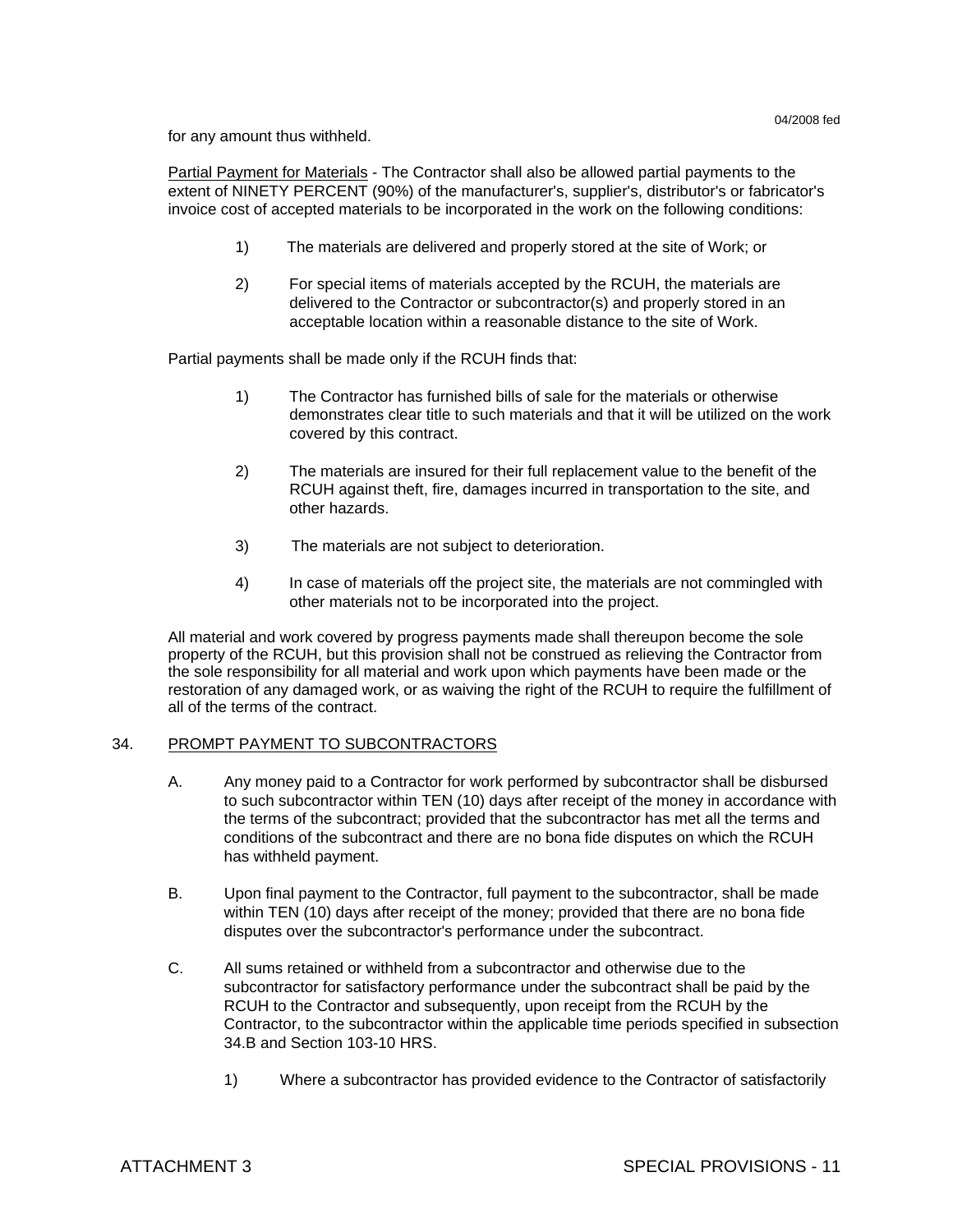for any amount thus withheld.

Partial Payment for Materials - The Contractor shall also be allowed partial payments to the extent of NINETY PERCENT (90%) of the manufacturer's, supplier's, distributor's or fabricator's invoice cost of accepted materials to be incorporated in the work on the following conditions:

1) The materials are delivered and properly stored at the site of Work; or

2) For special items of materials accepted by the RCUH, the materials are delivered to the Contractor or subcontractor(s) and properly stored in an acceptable location within a reasonable distance to the site of Work.

Partial payments shall be made only if the RCUH finds that:

1) The Contractor has furnished bills of sale for the materials or otherwise demonstrates clear title to such materials and that it will be utilized on the work covered by this contract.

2) The materials are insured for their full replacement value to the benefit of the RCUH against theft, fire, damages incurred in transportation to the site, and other hazards.

3) The materials are not subject to deterioration.

4) In case of materials off the project site, the materials are not commingled with other materials not to be incorporated into the project.

All material and work covered by progress payments made shall thereupon become the sole property of the RCUH, but this provision shall not be construed as relieving the Contractor from the sole responsibility for all material and work upon which payments have been made or the restoration of any damaged work, or as waiving the right of the RCUH to require the fulfillment of all of the terms of the contract.

## 34. PROMPT PAYMENT TO SUBCONTRACTORS

A. Any money paid to a Contractor for work performed by subcontractor shall be disbursed to such subcontractor within TEN (10) days after receipt of the money in accordance with the terms of the subcontract; provided that the subcontractor has met all the terms and conditions of the subcontract and there are no bona fide disputes on which the RCUH has withheld payment.

B. Upon final payment to the Contractor, full payment to the subcontractor, shall be made within TEN (10) days after receipt of the money; provided that there are no bona fide disputes over the subcontractor's performance under the subcontract.

C. All sums retained or withheld from a subcontractor and otherwise due to the subcontractor for satisfactory performance under the subcontract shall be paid by the RCUH to the Contractor and subsequently, upon receipt from the RCUH by the Contractor, to the subcontractor within the applicable time periods specified in subsection 34.B and Section 103-10 HRS.

1) Where a subcontractor has provided evidence to the Contractor of satisfactorily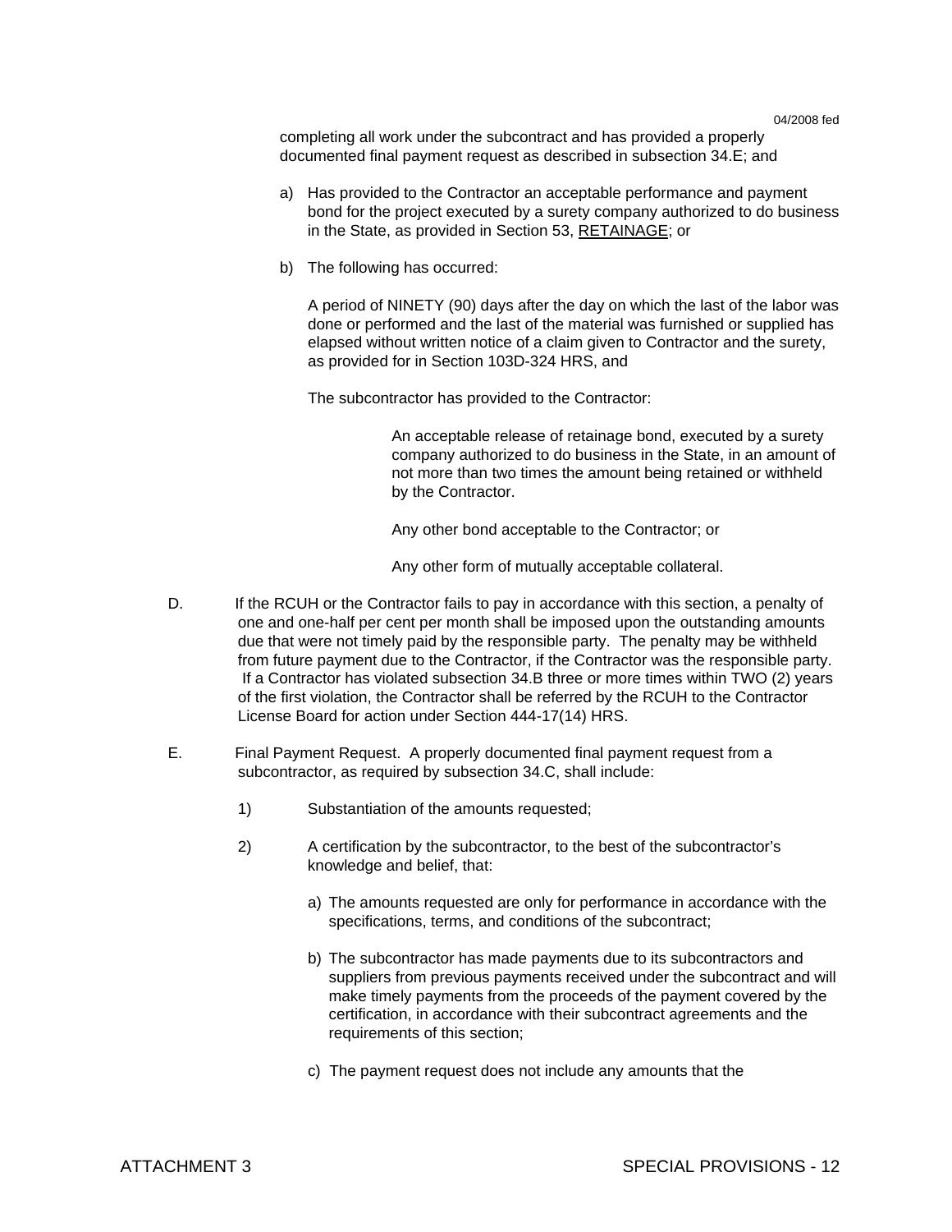completing all work under the subcontract and has provided a properly documented final payment request as described in subsection 34.E; and

a) Has provided to the Contractor an acceptable performance and payment bond for the project executed by a surety company authorized to do business in the State, as provided in Section 53, RETAINAGE; or

b) The following has occurred:

   A period of NINETY (90) days after the day on which the last of the labor was done or performed and the last of the material was furnished or supplied has elapsed without written notice of a claim given to Contractor and the surety, as provided for in Section 103D-324 HRS, and

   The subcontractor has provided to the Contractor:

   An acceptable release of retainage bond, executed by a surety company authorized to do business in the State, in an amount of not more than two times the amount being retained or withheld by the Contractor.

   Any other bond acceptable to the Contractor; or

   Any other form of mutually acceptable collateral.

D. If the RCUH or the Contractor fails to pay in accordance with this section, a penalty of one and one-half per cent per month shall be imposed upon the outstanding amounts due that were not timely paid by the responsible party. The penalty may be withheld from future payment due to the Contractor, if the Contractor was the responsible party. If a Contractor has violated subsection 34.B three or more times within TWO (2) years of the first violation, the Contractor shall be referred by the RCUH to the Contractor License Board for action under Section 444-17(14) HRS.

E. Final Payment Request. A properly documented final payment request from a subcontractor, as required by subsection 34.C, shall include:

1) Substantiation of the amounts requested;

2) A certification by the subcontractor, to the best of the subcontractor's knowledge and belief, that:

   a) The amounts requested are only for performance in accordance with the specifications, terms, and conditions of the subcontract;

   b) The subcontractor has made payments due to its subcontractors and suppliers from previous payments received under the subcontract and will make timely payments from the proceeds of the payment covered by the certification, in accordance with their subcontract agreements and the requirements of this section;

   c) The payment request does not include any amounts that the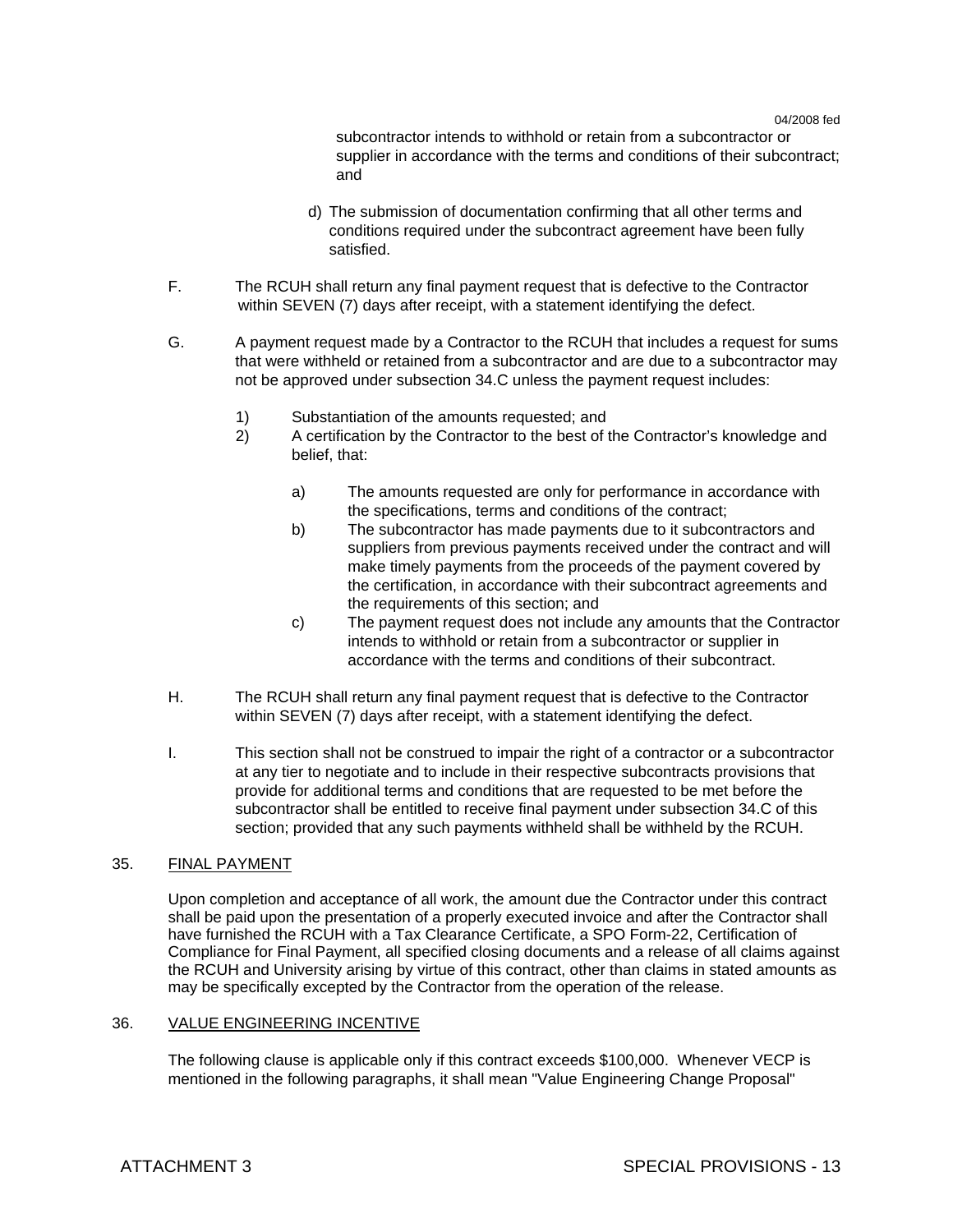subcontractor intends to withhold or retain from a subcontractor or supplier in accordance with the terms and conditions of their subcontract; and

d) The submission of documentation confirming that all other terms and conditions required under the subcontract agreement have been fully satisfied.

F. The RCUH shall return any final payment request that is defective to the Contractor within SEVEN (7) days after receipt, with a statement identifying the defect.

G. A payment request made by a Contractor to the RCUH that includes a request for sums that were withheld or retained from a subcontractor and are due to a subcontractor may not be approved under subsection 34.C unless the payment request includes:

1) Substantiation of the amounts requested; and
2) A certification by the Contractor to the best of the Contractor's knowledge and belief, that:

   a) The amounts requested are only for performance in accordance with the specifications, terms and conditions of the contract;
   b) The subcontractor has made payments due to it subcontractors and suppliers from previous payments received under the contract and will make timely payments from the proceeds of the payment covered by the certification, in accordance with their subcontract agreements and the requirements of this section; and
   c) The payment request does not include any amounts that the Contractor intends to withhold or retain from a subcontractor or supplier in accordance with the terms and conditions of their subcontract.

H. The RCUH shall return any final payment request that is defective to the Contractor within SEVEN (7) days after receipt, with a statement identifying the defect.

I. This section shall not be construed to impair the right of a contractor or a subcontractor at any tier to negotiate and to include in their respective subcontracts provisions that provide for additional terms and conditions that are requested to be met before the subcontractor shall be entitled to receive final payment under subsection 34.C of this section; provided that any such payments withheld shall be withheld by the RCUH.

## 35. FINAL PAYMENT

Upon completion and acceptance of all work, the amount due the Contractor under this contract shall be paid upon the presentation of a properly executed invoice and after the Contractor shall have furnished the RCUH with a Tax Clearance Certificate, a SPO Form-22, Certification of Compliance for Final Payment, all specified closing documents and a release of all claims against the RCUH and University arising by virtue of this contract, other than claims in stated amounts as may be specifically excepted by the Contractor from the operation of the release.

## 36. VALUE ENGINEERING INCENTIVE

The following clause is applicable only if this contract exceeds $100,000. Whenever VECP is mentioned in the following paragraphs, it shall mean "Value Engineering Change Proposal"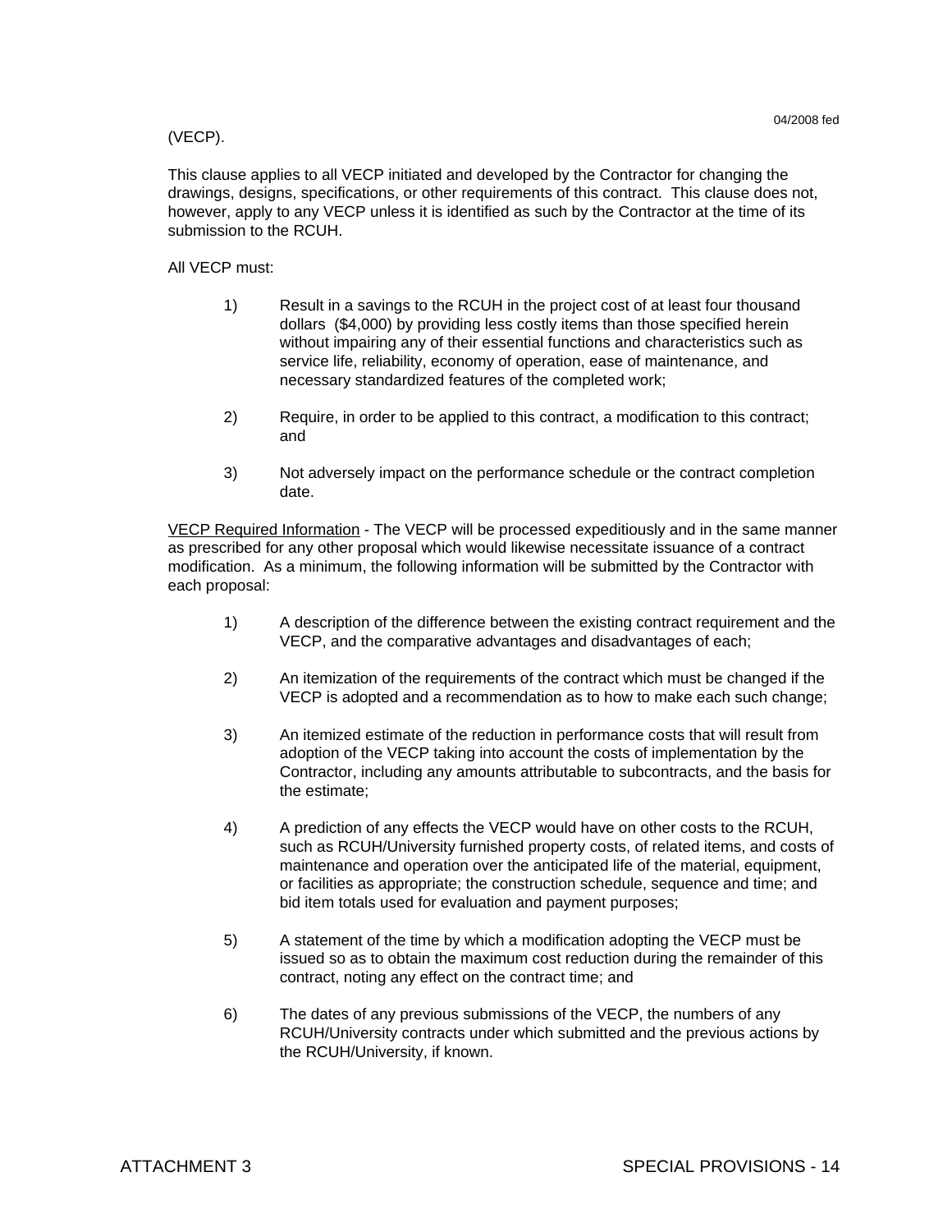(VECP).

This clause applies to all VECP initiated and developed by the Contractor for changing the drawings, designs, specifications, or other requirements of this contract. This clause does not, however, apply to any VECP unless it is identified as such by the Contractor at the time of its submission to the RCUH.

All VECP must:

1) Result in a savings to the RCUH in the project cost of at least four thousand dollars ($4,000) by providing less costly items than those specified herein without impairing any of their essential functions and characteristics such as service life, reliability, economy of operation, ease of maintenance, and necessary standardized features of the completed work;

2) Require, in order to be applied to this contract, a modification to this contract; and

3) Not adversely impact on the performance schedule or the contract completion date.

<u>VECP Required Information</u> - The VECP will be processed expeditiously and in the same manner as prescribed for any other proposal which would likewise necessitate issuance of a contract modification. As a minimum, the following information will be submitted by the Contractor with each proposal:

1) A description of the difference between the existing contract requirement and the VECP, and the comparative advantages and disadvantages of each;

2) An itemization of the requirements of the contract which must be changed if the VECP is adopted and a recommendation as to how to make each such change;

3) An itemized estimate of the reduction in performance costs that will result from adoption of the VECP taking into account the costs of implementation by the Contractor, including any amounts attributable to subcontracts, and the basis for the estimate;

4) A prediction of any effects the VECP would have on other costs to the RCUH, such as RCUH/University furnished property costs, of related items, and costs of maintenance and operation over the anticipated life of the material, equipment, or facilities as appropriate; the construction schedule, sequence and time; and bid item totals used for evaluation and payment purposes;

5) A statement of the time by which a modification adopting the VECP must be issued so as to obtain the maximum cost reduction during the remainder of this contract, noting any effect on the contract time; and

6) The dates of any previous submissions of the VECP, the numbers of any RCUH/University contracts under which submitted and the previous actions by the RCUH/University, if known.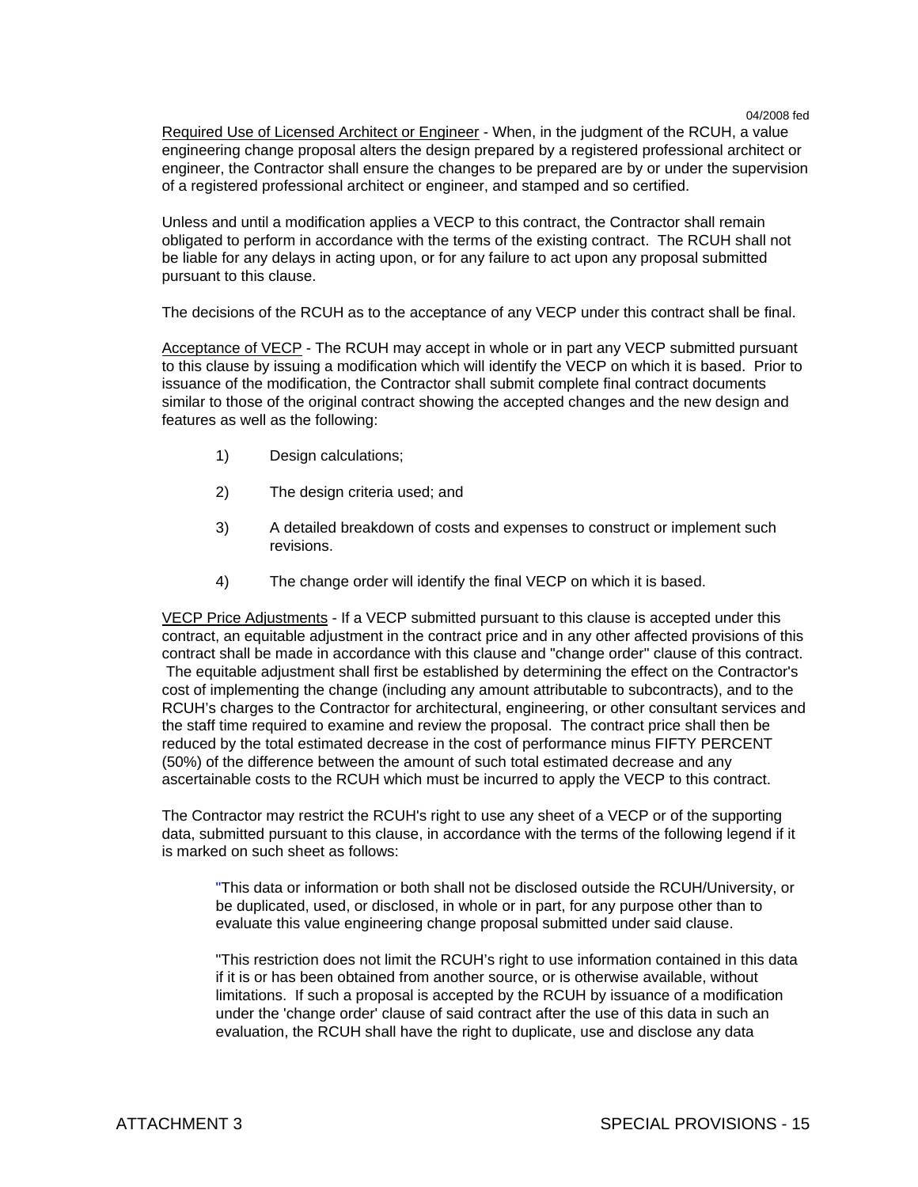Required Use of Licensed Architect or Engineer - When, in the judgment of the RCUH, a value engineering change proposal alters the design prepared by a registered professional architect or engineer, the Contractor shall ensure the changes to be prepared are by or under the supervision of a registered professional architect or engineer, and stamped and so certified.

Unless and until a modification applies a VECP to this contract, the Contractor shall remain obligated to perform in accordance with the terms of the existing contract. The RCUH shall not be liable for any delays in acting upon, or for any failure to act upon any proposal submitted pursuant to this clause.

The decisions of the RCUH as to the acceptance of any VECP under this contract shall be final.

Acceptance of VECP - The RCUH may accept in whole or in part any VECP submitted pursuant to this clause by issuing a modification which will identify the VECP on which it is based. Prior to issuance of the modification, the Contractor shall submit complete final contract documents similar to those of the original contract showing the accepted changes and the new design and features as well as the following:

1) Design calculations;

2) The design criteria used; and

3) A detailed breakdown of costs and expenses to construct or implement such revisions.

4) The change order will identify the final VECP on which it is based.

VECP Price Adjustments - If a VECP submitted pursuant to this clause is accepted under this contract, an equitable adjustment in the contract price and in any other affected provisions of this contract shall be made in accordance with this clause and "change order" clause of this contract. The equitable adjustment shall first be established by determining the effect on the Contractor's cost of implementing the change (including any amount attributable to subcontracts), and to the RCUH's charges to the Contractor for architectural, engineering, or other consultant services and the staff time required to examine and review the proposal. The contract price shall then be reduced by the total estimated decrease in the cost of performance minus FIFTY PERCENT (50%) of the difference between the amount of such total estimated decrease and any ascertainable costs to the RCUH which must be incurred to apply the VECP to this contract.

The Contractor may restrict the RCUH's right to use any sheet of a VECP or of the supporting data, submitted pursuant to this clause, in accordance with the terms of the following legend if it is marked on such sheet as follows:

> "This data or information or both shall not be disclosed outside the RCUH/University, or be duplicated, used, or disclosed, in whole or in part, for any purpose other than to evaluate this value engineering change proposal submitted under said clause.
>
> "This restriction does not limit the RCUH's right to use information contained in this data if it is or has been obtained from another source, or is otherwise available, without limitations. If such a proposal is accepted by the RCUH by issuance of a modification under the 'change order' clause of said contract after the use of this data in such an evaluation, the RCUH shall have the right to duplicate, use and disclose any data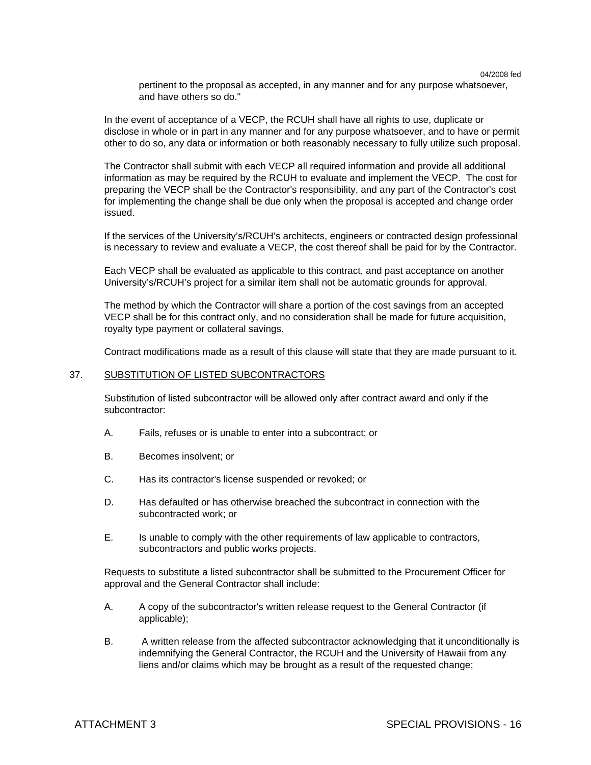pertinent to the proposal as accepted, in any manner and for any purpose whatsoever, and have others so do."

In the event of acceptance of a VECP, the RCUH shall have all rights to use, duplicate or disclose in whole or in part in any manner and for any purpose whatsoever, and to have or permit other to do so, any data or information or both reasonably necessary to fully utilize such proposal.

The Contractor shall submit with each VECP all required information and provide all additional information as may be required by the RCUH to evaluate and implement the VECP. The cost for preparing the VECP shall be the Contractor's responsibility, and any part of the Contractor's cost for implementing the change shall be due only when the proposal is accepted and change order issued.

If the services of the University's/RCUH's architects, engineers or contracted design professional is necessary to review and evaluate a VECP, the cost thereof shall be paid for by the Contractor.

Each VECP shall be evaluated as applicable to this contract, and past acceptance on another University's/RCUH's project for a similar item shall not be automatic grounds for approval.

The method by which the Contractor will share a portion of the cost savings from an accepted VECP shall be for this contract only, and no consideration shall be made for future acquisition, royalty type payment or collateral savings.

Contract modifications made as a result of this clause will state that they are made pursuant to it.

37. SUBSTITUTION OF LISTED SUBCONTRACTORS

Substitution of listed subcontractor will be allowed only after contract award and only if the subcontractor:

A. Fails, refuses or is unable to enter into a subcontract; or

B. Becomes insolvent; or

C. Has its contractor's license suspended or revoked; or

D. Has defaulted or has otherwise breached the subcontract in connection with the subcontracted work; or

E. Is unable to comply with the other requirements of law applicable to contractors, subcontractors and public works projects.

Requests to substitute a listed subcontractor shall be submitted to the Procurement Officer for approval and the General Contractor shall include:

A. A copy of the subcontractor's written release request to the General Contractor (if applicable);

B. A written release from the affected subcontractor acknowledging that it unconditionally is indemnifying the General Contractor, the RCUH and the University of Hawaii from any liens and/or claims which may be brought as a result of the requested change;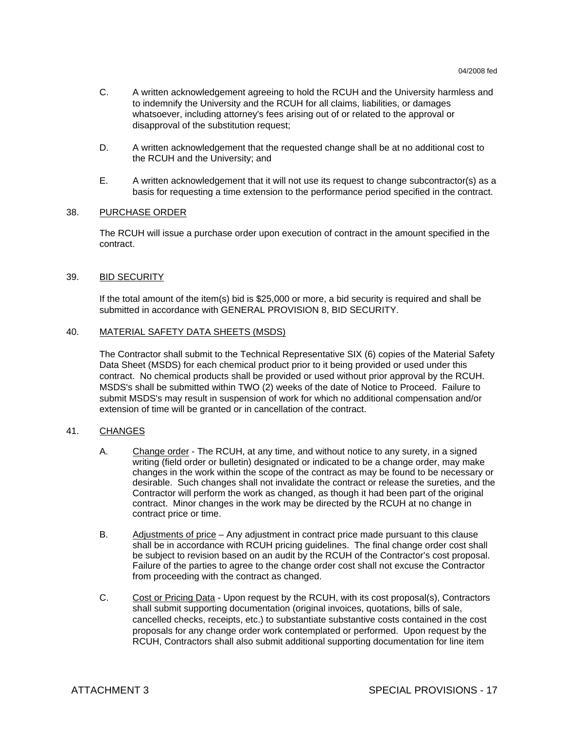C. A written acknowledgement agreeing to hold the RCUH and the University harmless and to indemnify the University and the RCUH for all claims, liabilities, or damages whatsoever, including attorney's fees arising out of or related to the approval or disapproval of the substitution request;

D. A written acknowledgement that the requested change shall be at no additional cost to the RCUH and the University; and

E. A written acknowledgement that it will not use its request to change subcontractor(s) as a basis for requesting a time extension to the performance period specified in the contract.

38. PURCHASE ORDER

The RCUH will issue a purchase order upon execution of contract in the amount specified in the contract.

39. BID SECURITY

If the total amount of the item(s) bid is $25,000 or more, a bid security is required and shall be submitted in accordance with GENERAL PROVISION 8, BID SECURITY.

40. MATERIAL SAFETY DATA SHEETS (MSDS)

The Contractor shall submit to the Technical Representative SIX (6) copies of the Material Safety Data Sheet (MSDS) for each chemical product prior to it being provided or used under this contract. No chemical products shall be provided or used without prior approval by the RCUH. MSDS's shall be submitted within TWO (2) weeks of the date of Notice to Proceed. Failure to submit MSDS's may result in suspension of work for which no additional compensation and/or extension of time will be granted or in cancellation of the contract.

41. CHANGES

A. Change order - The RCUH, at any time, and without notice to any surety, in a signed writing (field order or bulletin) designated or indicated to be a change order, may make changes in the work within the scope of the contract as may be found to be necessary or desirable. Such changes shall not invalidate the contract or release the sureties, and the Contractor will perform the work as changed, as though it had been part of the original contract. Minor changes in the work may be directed by the RCUH at no change in contract price or time.

B. Adjustments of price – Any adjustment in contract price made pursuant to this clause shall be in accordance with RCUH pricing guidelines. The final change order cost shall be subject to revision based on an audit by the RCUH of the Contractor's cost proposal. Failure of the parties to agree to the change order cost shall not excuse the Contractor from proceeding with the contract as changed.

C. Cost or Pricing Data - Upon request by the RCUH, with its cost proposal(s), Contractors shall submit supporting documentation (original invoices, quotations, bills of sale, cancelled checks, receipts, etc.) to substantiate substantive costs contained in the cost proposals for any change order work contemplated or performed. Upon request by the RCUH, Contractors shall also submit additional supporting documentation for line item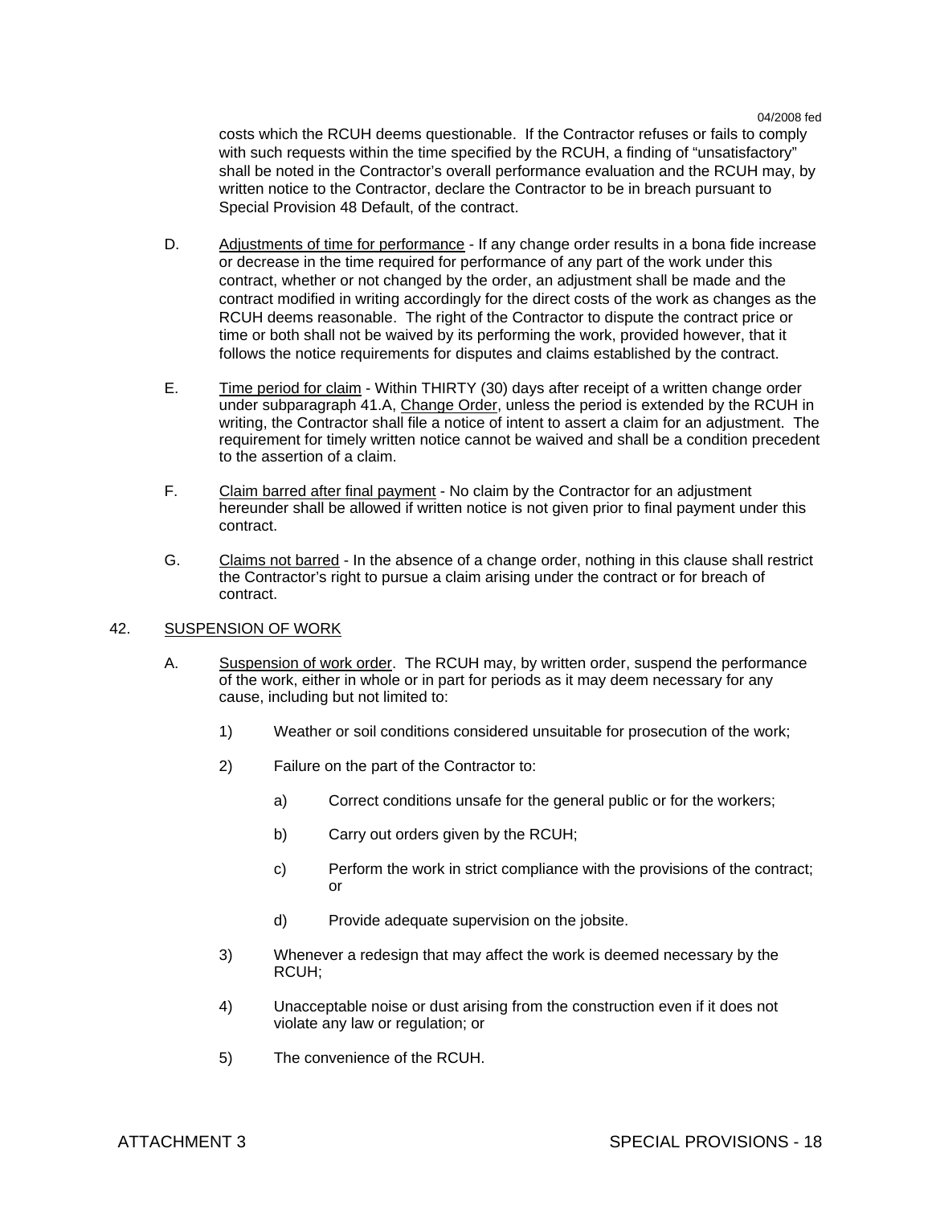costs which the RCUH deems questionable. If the Contractor refuses or fails to comply with such requests within the time specified by the RCUH, a finding of "unsatisfactory" shall be noted in the Contractor's overall performance evaluation and the RCUH may, by written notice to the Contractor, declare the Contractor to be in breach pursuant to Special Provision 48 Default, of the contract.

D. Adjustments of time for performance - If any change order results in a bona fide increase or decrease in the time required for performance of any part of the work under this contract, whether or not changed by the order, an adjustment shall be made and the contract modified in writing accordingly for the direct costs of the work as changes as the RCUH deems reasonable. The right of the Contractor to dispute the contract price or time or both shall not be waived by its performing the work, provided however, that it follows the notice requirements for disputes and claims established by the contract.

E. Time period for claim - Within THIRTY (30) days after receipt of a written change order under subparagraph 41.A, Change Order, unless the period is extended by the RCUH in writing, the Contractor shall file a notice of intent to assert a claim for an adjustment. The requirement for timely written notice cannot be waived and shall be a condition precedent to the assertion of a claim.

F. Claim barred after final payment - No claim by the Contractor for an adjustment hereunder shall be allowed if written notice is not given prior to final payment under this contract.

G. Claims not barred - In the absence of a change order, nothing in this clause shall restrict the Contractor's right to pursue a claim arising under the contract or for breach of contract.

## 42. SUSPENSION OF WORK

A. Suspension of work order. The RCUH may, by written order, suspend the performance of the work, either in whole or in part for periods as it may deem necessary for any cause, including but not limited to:

1) Weather or soil conditions considered unsuitable for prosecution of the work;

2) Failure on the part of the Contractor to:

   a) Correct conditions unsafe for the general public or for the workers;

   b) Carry out orders given by the RCUH;

   c) Perform the work in strict compliance with the provisions of the contract; or

   d) Provide adequate supervision on the jobsite.

3) Whenever a redesign that may affect the work is deemed necessary by the RCUH;

4) Unacceptable noise or dust arising from the construction even if it does not violate any law or regulation; or

5) The convenience of the RCUH.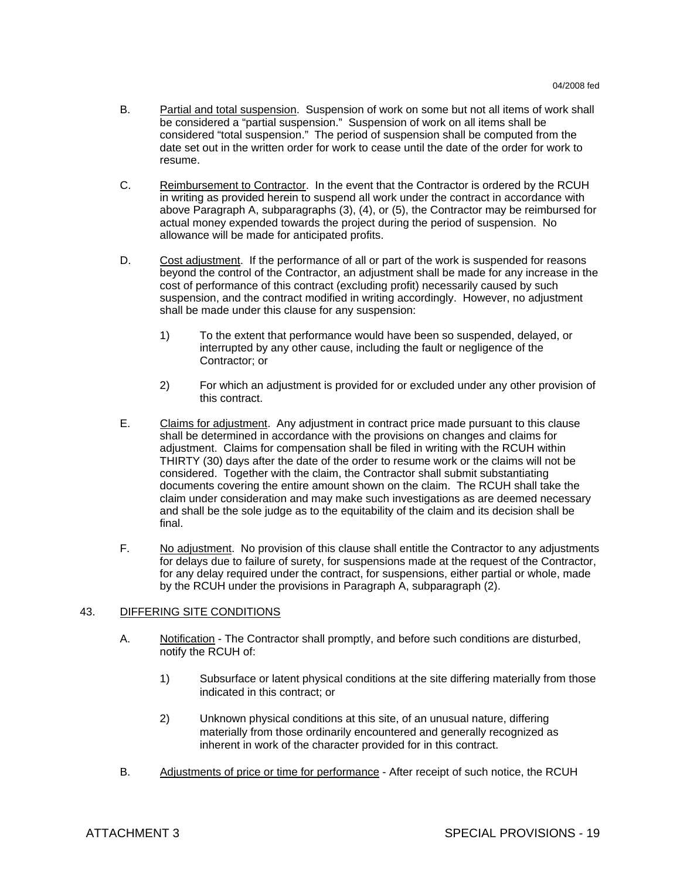B. Partial and total suspension. Suspension of work on some but not all items of work shall be considered a "partial suspension." Suspension of work on all items shall be considered "total suspension." The period of suspension shall be computed from the date set out in the written order for work to cease until the date of the order for work to resume.

C. Reimbursement to Contractor. In the event that the Contractor is ordered by the RCUH in writing as provided herein to suspend all work under the contract in accordance with above Paragraph A, subparagraphs (3), (4), or (5), the Contractor may be reimbursed for actual money expended towards the project during the period of suspension. No allowance will be made for anticipated profits.

D. Cost adjustment. If the performance of all or part of the work is suspended for reasons beyond the control of the Contractor, an adjustment shall be made for any increase in the cost of performance of this contract (excluding profit) necessarily caused by such suspension, and the contract modified in writing accordingly. However, no adjustment shall be made under this clause for any suspension:

   1) To the extent that performance would have been so suspended, delayed, or interrupted by any other cause, including the fault or negligence of the Contractor; or

   2) For which an adjustment is provided for or excluded under any other provision of this contract.

E. Claims for adjustment. Any adjustment in contract price made pursuant to this clause shall be determined in accordance with the provisions on changes and claims for adjustment. Claims for compensation shall be filed in writing with the RCUH within THIRTY (30) days after the date of the order to resume work or the claims will not be considered. Together with the claim, the Contractor shall submit substantiating documents covering the entire amount shown on the claim. The RCUH shall take the claim under consideration and may make such investigations as are deemed necessary and shall be the sole judge as to the equitability of the claim and its decision shall be final.

F. No adjustment. No provision of this clause shall entitle the Contractor to any adjustments for delays due to failure of surety, for suspensions made at the request of the Contractor, for any delay required under the contract, for suspensions, either partial or whole, made by the RCUH under the provisions in Paragraph A, subparagraph (2).

## 43. DIFFERING SITE CONDITIONS

A. Notification - The Contractor shall promptly, and before such conditions are disturbed, notify the RCUH of:

   1) Subsurface or latent physical conditions at the site differing materially from those indicated in this contract; or

   2) Unknown physical conditions at this site, of an unusual nature, differing materially from those ordinarily encountered and generally recognized as inherent in work of the character provided for in this contract.

B. Adjustments of price or time for performance - After receipt of such notice, the RCUH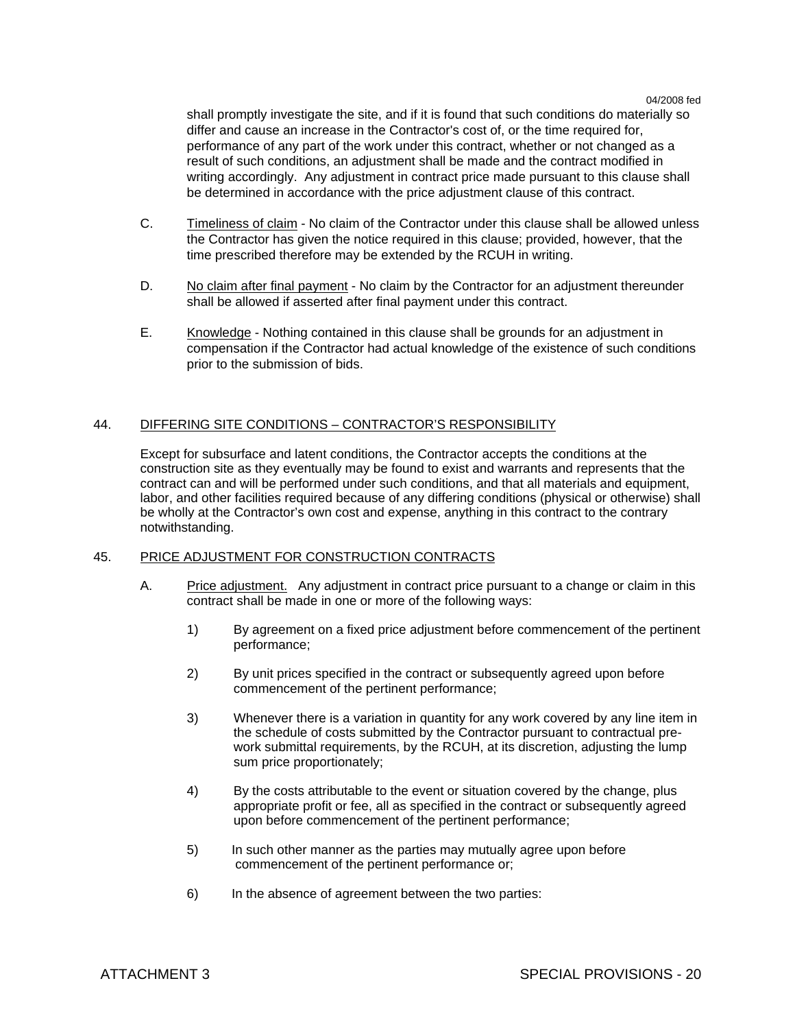shall promptly investigate the site, and if it is found that such conditions do materially so differ and cause an increase in the Contractor's cost of, or the time required for, performance of any part of the work under this contract, whether or not changed as a result of such conditions, an adjustment shall be made and the contract modified in writing accordingly. Any adjustment in contract price made pursuant to this clause shall be determined in accordance with the price adjustment clause of this contract.

C. Timeliness of claim - No claim of the Contractor under this clause shall be allowed unless the Contractor has given the notice required in this clause; provided, however, that the time prescribed therefore may be extended by the RCUH in writing.

D. No claim after final payment - No claim by the Contractor for an adjustment thereunder shall be allowed if asserted after final payment under this contract.

E. Knowledge - Nothing contained in this clause shall be grounds for an adjustment in compensation if the Contractor had actual knowledge of the existence of such conditions prior to the submission of bids.

## 44. DIFFERING SITE CONDITIONS – CONTRACTOR'S RESPONSIBILITY

Except for subsurface and latent conditions, the Contractor accepts the conditions at the construction site as they eventually may be found to exist and warrants and represents that the contract can and will be performed under such conditions, and that all materials and equipment, labor, and other facilities required because of any differing conditions (physical or otherwise) shall be wholly at the Contractor's own cost and expense, anything in this contract to the contrary notwithstanding.

## 45. PRICE ADJUSTMENT FOR CONSTRUCTION CONTRACTS

A. Price adjustment. Any adjustment in contract price pursuant to a change or claim in this contract shall be made in one or more of the following ways:

1) By agreement on a fixed price adjustment before commencement of the pertinent performance;

2) By unit prices specified in the contract or subsequently agreed upon before commencement of the pertinent performance;

3) Whenever there is a variation in quantity for any work covered by any line item in the schedule of costs submitted by the Contractor pursuant to contractual pre-work submittal requirements, by the RCUH, at its discretion, adjusting the lump sum price proportionately;

4) By the costs attributable to the event or situation covered by the change, plus appropriate profit or fee, all as specified in the contract or subsequently agreed upon before commencement of the pertinent performance;

5) In such other manner as the parties may mutually agree upon before commencement of the pertinent performance or;

6) In the absence of agreement between the two parties: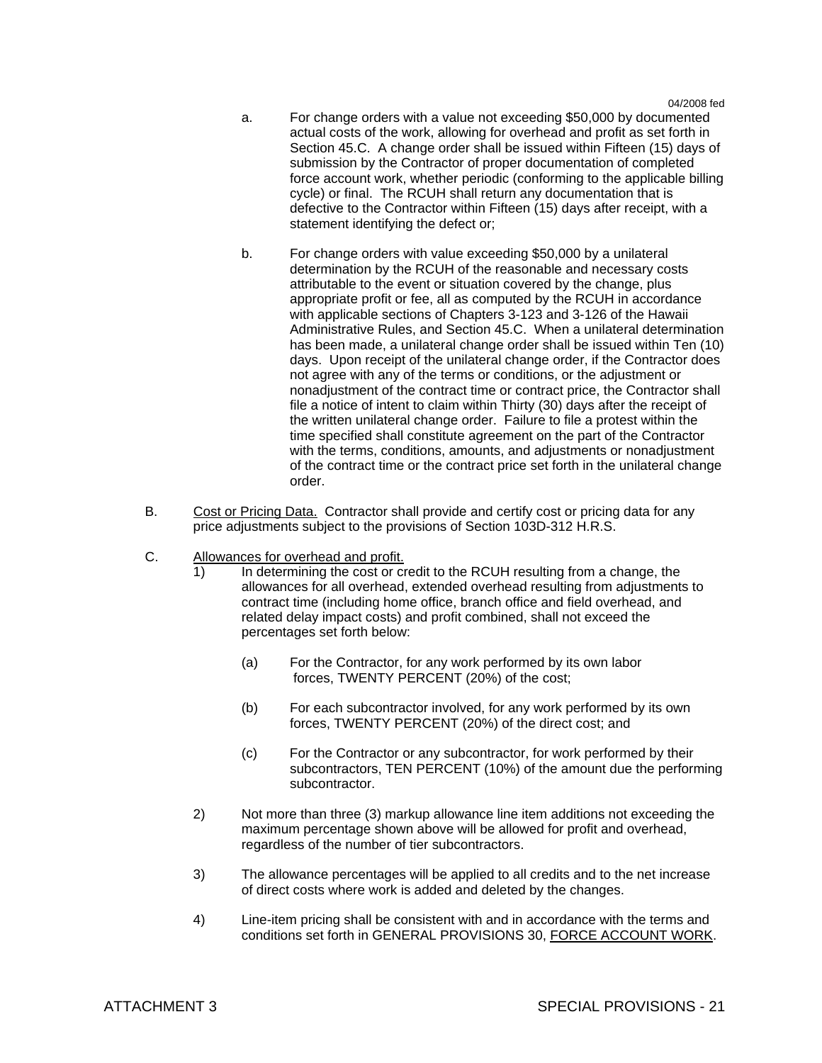a. For change orders with a value not exceeding $50,000 by documented actual costs of the work, allowing for overhead and profit as set forth in Section 45.C. A change order shall be issued within Fifteen (15) days of submission by the Contractor of proper documentation of completed force account work, whether periodic (conforming to the applicable billing cycle) or final. The RCUH shall return any documentation that is defective to the Contractor within Fifteen (15) days after receipt, with a statement identifying the defect or;

b. For change orders with value exceeding $50,000 by a unilateral determination by the RCUH of the reasonable and necessary costs attributable to the event or situation covered by the change, plus appropriate profit or fee, all as computed by the RCUH in accordance with applicable sections of Chapters 3-123 and 3-126 of the Hawaii Administrative Rules, and Section 45.C. When a unilateral determination has been made, a unilateral change order shall be issued within Ten (10) days. Upon receipt of the unilateral change order, if the Contractor does not agree with any of the terms or conditions, or the adjustment or nonadjustment of the contract time or contract price, the Contractor shall file a notice of intent to claim within Thirty (30) days after the receipt of the written unilateral change order. Failure to file a protest within the time specified shall constitute agreement on the part of the Contractor with the terms, conditions, amounts, and adjustments or nonadjustment of the contract time or the contract price set forth in the unilateral change order.

B. Cost or Pricing Data. Contractor shall provide and certify cost or pricing data for any price adjustments subject to the provisions of Section 103D-312 H.R.S.

C. Allowances for overhead and profit.

1) In determining the cost or credit to the RCUH resulting from a change, the allowances for all overhead, extended overhead resulting from adjustments to contract time (including home office, branch office and field overhead, and related delay impact costs) and profit combined, shall not exceed the percentages set forth below:

   (a) For the Contractor, for any work performed by its own labor forces, TWENTY PERCENT (20%) of the cost;

   (b) For each subcontractor involved, for any work performed by its own forces, TWENTY PERCENT (20%) of the direct cost; and

   (c) For the Contractor or any subcontractor, for work performed by their subcontractors, TEN PERCENT (10%) of the amount due the performing subcontractor.

2) Not more than three (3) markup allowance line item additions not exceeding the maximum percentage shown above will be allowed for profit and overhead, regardless of the number of tier subcontractors.

3) The allowance percentages will be applied to all credits and to the net increase of direct costs where work is added and deleted by the changes.

4) Line-item pricing shall be consistent with and in accordance with the terms and conditions set forth in GENERAL PROVISIONS 30, FORCE ACCOUNT WORK.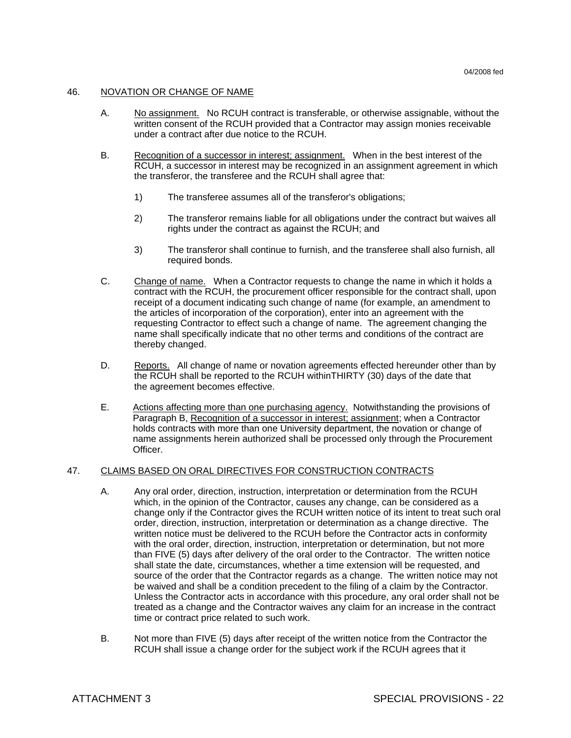## 46. NOVATION OR CHANGE OF NAME

A. No assignment. No RCUH contract is transferable, or otherwise assignable, without the written consent of the RCUH provided that a Contractor may assign monies receivable under a contract after due notice to the RCUH.

B. Recognition of a successor in interest; assignment. When in the best interest of the RCUH, a successor in interest may be recognized in an assignment agreement in which the transferor, the transferee and the RCUH shall agree that:

1) The transferee assumes all of the transferor's obligations;

2) The transferor remains liable for all obligations under the contract but waives all rights under the contract as against the RCUH; and

3) The transferor shall continue to furnish, and the transferee shall also furnish, all required bonds.

C. Change of name. When a Contractor requests to change the name in which it holds a contract with the RCUH, the procurement officer responsible for the contract shall, upon receipt of a document indicating such change of name (for example, an amendment to the articles of incorporation of the corporation), enter into an agreement with the requesting Contractor to effect such a change of name. The agreement changing the name shall specifically indicate that no other terms and conditions of the contract are thereby changed.

D. Reports. All change of name or novation agreements effected hereunder other than by the RCUH shall be reported to the RCUH withinTHIRTY (30) days of the date that the agreement becomes effective.

E. Actions affecting more than one purchasing agency. Notwithstanding the provisions of Paragraph B, Recognition of a successor in interest; assignment; when a Contractor holds contracts with more than one University department, the novation or change of name assignments herein authorized shall be processed only through the Procurement Officer.

## 47. CLAIMS BASED ON ORAL DIRECTIVES FOR CONSTRUCTION CONTRACTS

A. Any oral order, direction, instruction, interpretation or determination from the RCUH which, in the opinion of the Contractor, causes any change, can be considered as a change only if the Contractor gives the RCUH written notice of its intent to treat such oral order, direction, instruction, interpretation or determination as a change directive. The written notice must be delivered to the RCUH before the Contractor acts in conformity with the oral order, direction, instruction, interpretation or determination, but not more than FIVE (5) days after delivery of the oral order to the Contractor. The written notice shall state the date, circumstances, whether a time extension will be requested, and source of the order that the Contractor regards as a change. The written notice may not be waived and shall be a condition precedent to the filing of a claim by the Contractor. Unless the Contractor acts in accordance with this procedure, any oral order shall not be treated as a change and the Contractor waives any claim for an increase in the contract time or contract price related to such work.

B. Not more than FIVE (5) days after receipt of the written notice from the Contractor the RCUH shall issue a change order for the subject work if the RCUH agrees that it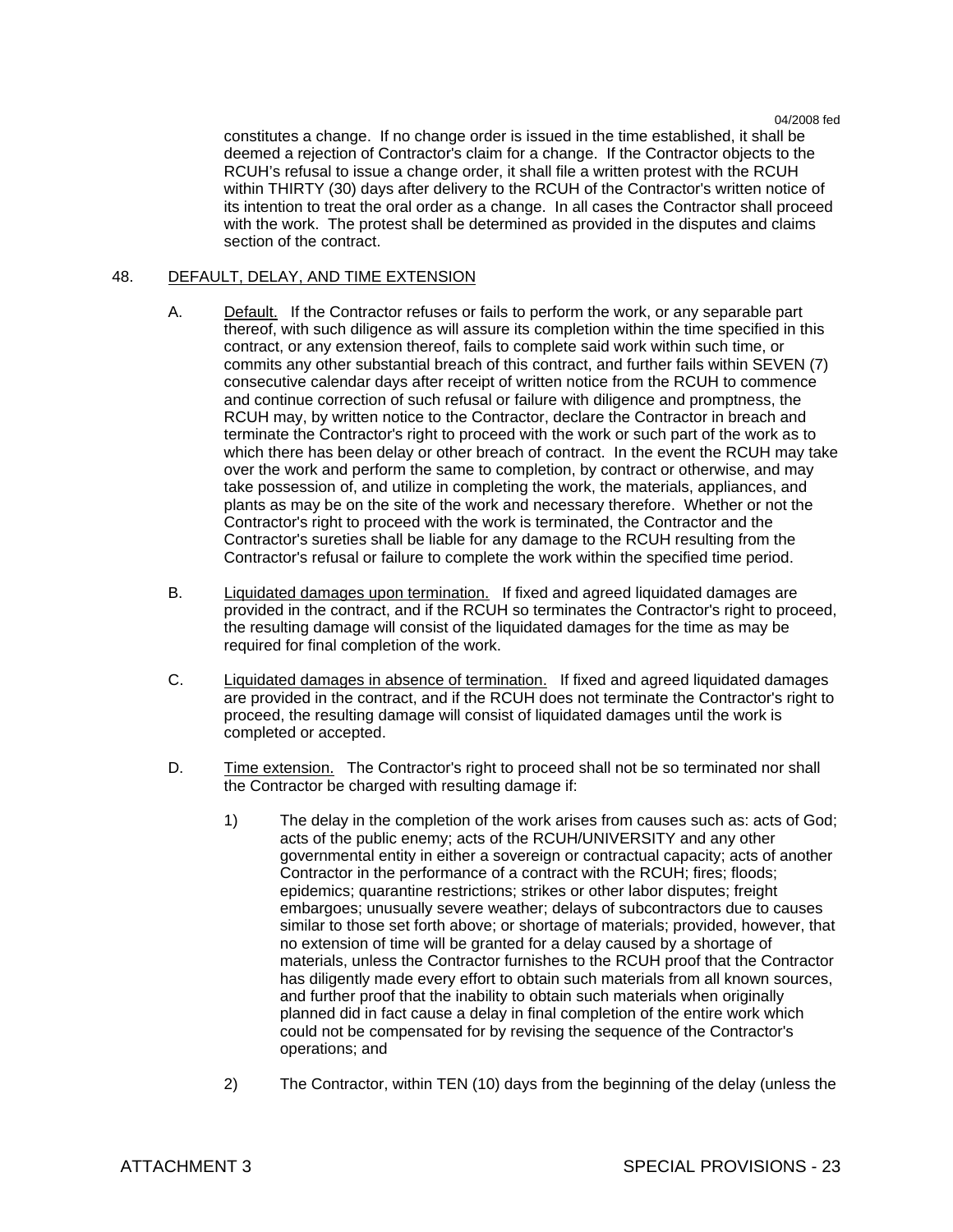constitutes a change. If no change order is issued in the time established, it shall be deemed a rejection of Contractor's claim for a change. If the Contractor objects to the RCUH's refusal to issue a change order, it shall file a written protest with the RCUH within THIRTY (30) days after delivery to the RCUH of the Contractor's written notice of its intention to treat the oral order as a change. In all cases the Contractor shall proceed with the work. The protest shall be determined as provided in the disputes and claims section of the contract.

## 48. DEFAULT, DELAY, AND TIME EXTENSION

A. Default. If the Contractor refuses or fails to perform the work, or any separable part thereof, with such diligence as will assure its completion within the time specified in this contract, or any extension thereof, fails to complete said work within such time, or commits any other substantial breach of this contract, and further fails within SEVEN (7) consecutive calendar days after receipt of written notice from the RCUH to commence and continue correction of such refusal or failure with diligence and promptness, the RCUH may, by written notice to the Contractor, declare the Contractor in breach and terminate the Contractor's right to proceed with the work or such part of the work as to which there has been delay or other breach of contract. In the event the RCUH may take over the work and perform the same to completion, by contract or otherwise, and may take possession of, and utilize in completing the work, the materials, appliances, and plants as may be on the site of the work and necessary therefore. Whether or not the Contractor's right to proceed with the work is terminated, the Contractor and the Contractor's sureties shall be liable for any damage to the RCUH resulting from the Contractor's refusal or failure to complete the work within the specified time period.

B. Liquidated damages upon termination. If fixed and agreed liquidated damages are provided in the contract, and if the RCUH so terminates the Contractor's right to proceed, the resulting damage will consist of the liquidated damages for the time as may be required for final completion of the work.

C. Liquidated damages in absence of termination. If fixed and agreed liquidated damages are provided in the contract, and if the RCUH does not terminate the Contractor's right to proceed, the resulting damage will consist of liquidated damages until the work is completed or accepted.

D. Time extension. The Contractor's right to proceed shall not be so terminated nor shall the Contractor be charged with resulting damage if:

1) The delay in the completion of the work arises from causes such as: acts of God; acts of the public enemy; acts of the RCUH/UNIVERSITY and any other governmental entity in either a sovereign or contractual capacity; acts of another Contractor in the performance of a contract with the RCUH; fires; floods; epidemics; quarantine restrictions; strikes or other labor disputes; freight embargoes; unusually severe weather; delays of subcontractors due to causes similar to those set forth above; or shortage of materials; provided, however, that no extension of time will be granted for a delay caused by a shortage of materials, unless the Contractor furnishes to the RCUH proof that the Contractor has diligently made every effort to obtain such materials from all known sources, and further proof that the inability to obtain such materials when originally planned did in fact cause a delay in final completion of the entire work which could not be compensated for by revising the sequence of the Contractor's operations; and

2) The Contractor, within TEN (10) days from the beginning of the delay (unless the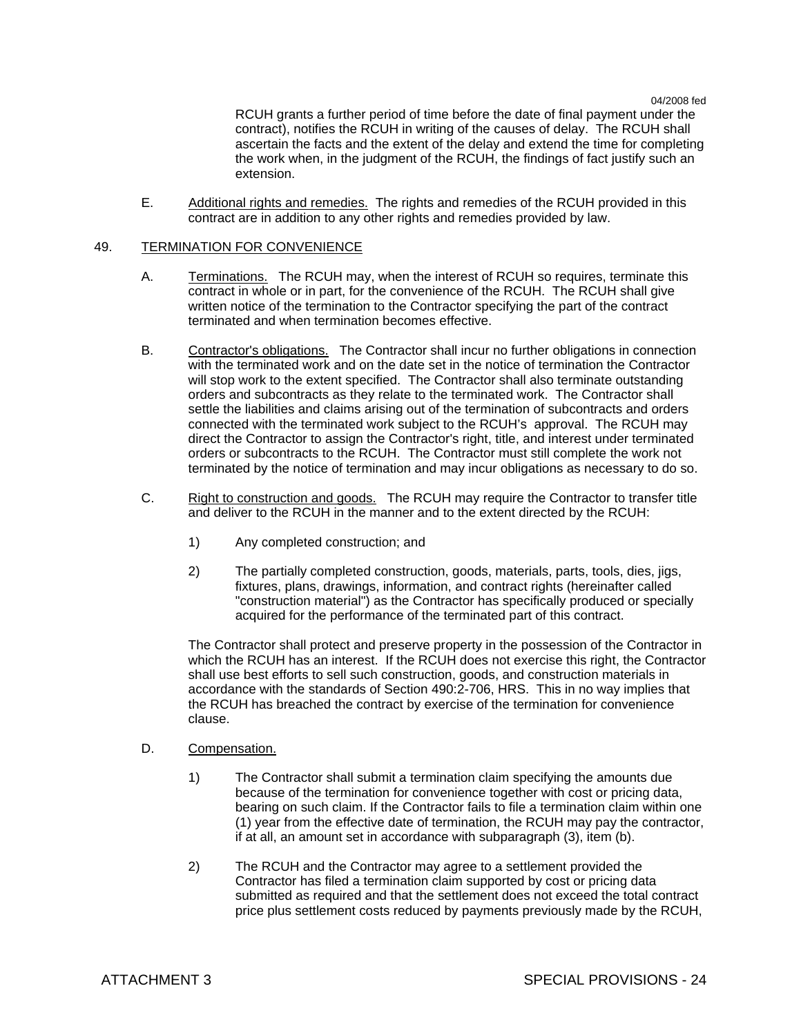RCUH grants a further period of time before the date of final payment under the contract), notifies the RCUH in writing of the causes of delay. The RCUH shall ascertain the facts and the extent of the delay and extend the time for completing the work when, in the judgment of the RCUH, the findings of fact justify such an extension.

E. Additional rights and remedies. The rights and remedies of the RCUH provided in this contract are in addition to any other rights and remedies provided by law.

## 49. TERMINATION FOR CONVENIENCE

A. Terminations. The RCUH may, when the interest of RCUH so requires, terminate this contract in whole or in part, for the convenience of the RCUH. The RCUH shall give written notice of the termination to the Contractor specifying the part of the contract terminated and when termination becomes effective.

B. Contractor's obligations. The Contractor shall incur no further obligations in connection with the terminated work and on the date set in the notice of termination the Contractor will stop work to the extent specified. The Contractor shall also terminate outstanding orders and subcontracts as they relate to the terminated work. The Contractor shall settle the liabilities and claims arising out of the termination of subcontracts and orders connected with the terminated work subject to the RCUH's approval. The RCUH may direct the Contractor to assign the Contractor's right, title, and interest under terminated orders or subcontracts to the RCUH. The Contractor must still complete the work not terminated by the notice of termination and may incur obligations as necessary to do so.

C. Right to construction and goods. The RCUH may require the Contractor to transfer title and deliver to the RCUH in the manner and to the extent directed by the RCUH:

1) Any completed construction; and

2) The partially completed construction, goods, materials, parts, tools, dies, jigs, fixtures, plans, drawings, information, and contract rights (hereinafter called "construction material") as the Contractor has specifically produced or specially acquired for the performance of the terminated part of this contract.

The Contractor shall protect and preserve property in the possession of the Contractor in which the RCUH has an interest. If the RCUH does not exercise this right, the Contractor shall use best efforts to sell such construction, goods, and construction materials in accordance with the standards of Section 490:2-706, HRS. This in no way implies that the RCUH has breached the contract by exercise of the termination for convenience clause.

D. Compensation.

1) The Contractor shall submit a termination claim specifying the amounts due because of the termination for convenience together with cost or pricing data, bearing on such claim. If the Contractor fails to file a termination claim within one (1) year from the effective date of termination, the RCUH may pay the contractor, if at all, an amount set in accordance with subparagraph (3), item (b).

2) The RCUH and the Contractor may agree to a settlement provided the Contractor has filed a termination claim supported by cost or pricing data submitted as required and that the settlement does not exceed the total contract price plus settlement costs reduced by payments previously made by the RCUH,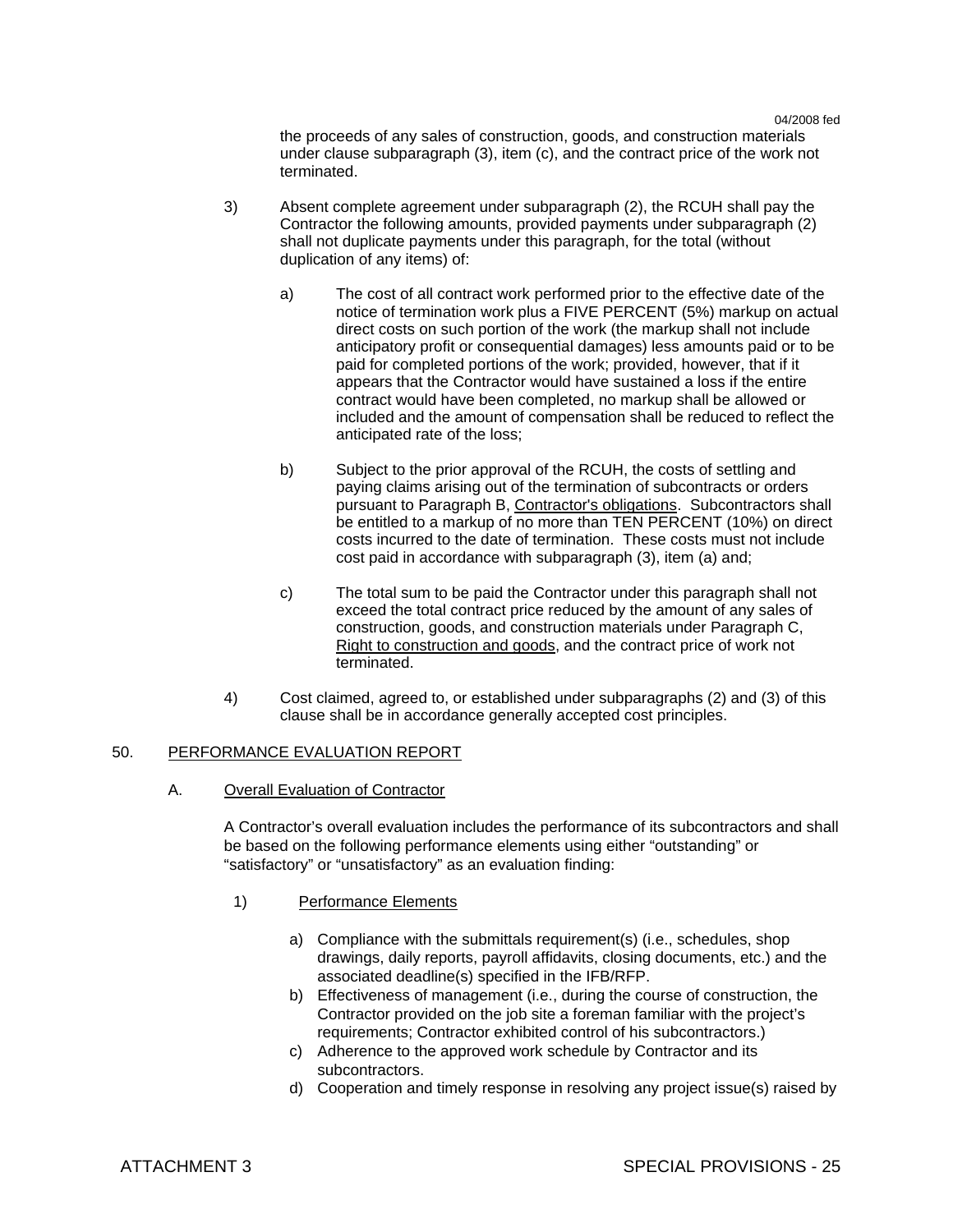the proceeds of any sales of construction, goods, and construction materials under clause subparagraph (3), item (c), and the contract price of the work not terminated.

3) Absent complete agreement under subparagraph (2), the RCUH shall pay the Contractor the following amounts, provided payments under subparagraph (2) shall not duplicate payments under this paragraph, for the total (without duplication of any items) of:

   a) The cost of all contract work performed prior to the effective date of the notice of termination work plus a FIVE PERCENT (5%) markup on actual direct costs on such portion of the work (the markup shall not include anticipatory profit or consequential damages) less amounts paid or to be paid for completed portions of the work; provided, however, that if it appears that the Contractor would have sustained a loss if the entire contract would have been completed, no markup shall be allowed or included and the amount of compensation shall be reduced to reflect the anticipated rate of the loss;

   b) Subject to the prior approval of the RCUH, the costs of settling and paying claims arising out of the termination of subcontracts or orders pursuant to Paragraph B, Contractor's obligations. Subcontractors shall be entitled to a markup of no more than TEN PERCENT (10%) on direct costs incurred to the date of termination. These costs must not include cost paid in accordance with subparagraph (3), item (a) and;

   c) The total sum to be paid the Contractor under this paragraph shall not exceed the total contract price reduced by the amount of any sales of construction, goods, and construction materials under Paragraph C, Right to construction and goods, and the contract price of work not terminated.

4) Cost claimed, agreed to, or established under subparagraphs (2) and (3) of this clause shall be in accordance generally accepted cost principles.

## 50. PERFORMANCE EVALUATION REPORT

### A. Overall Evaluation of Contractor

A Contractor's overall evaluation includes the performance of its subcontractors and shall be based on the following performance elements using either "outstanding" or "satisfactory" or "unsatisfactory" as an evaluation finding:

1) Performance Elements

   a) Compliance with the submittals requirement(s) (i.e., schedules, shop drawings, daily reports, payroll affidavits, closing documents, etc.) and the associated deadline(s) specified in the IFB/RFP.
   b) Effectiveness of management (i.e., during the course of construction, the Contractor provided on the job site a foreman familiar with the project's requirements; Contractor exhibited control of his subcontractors.)
   c) Adherence to the approved work schedule by Contractor and its subcontractors.
   d) Cooperation and timely response in resolving any project issue(s) raised by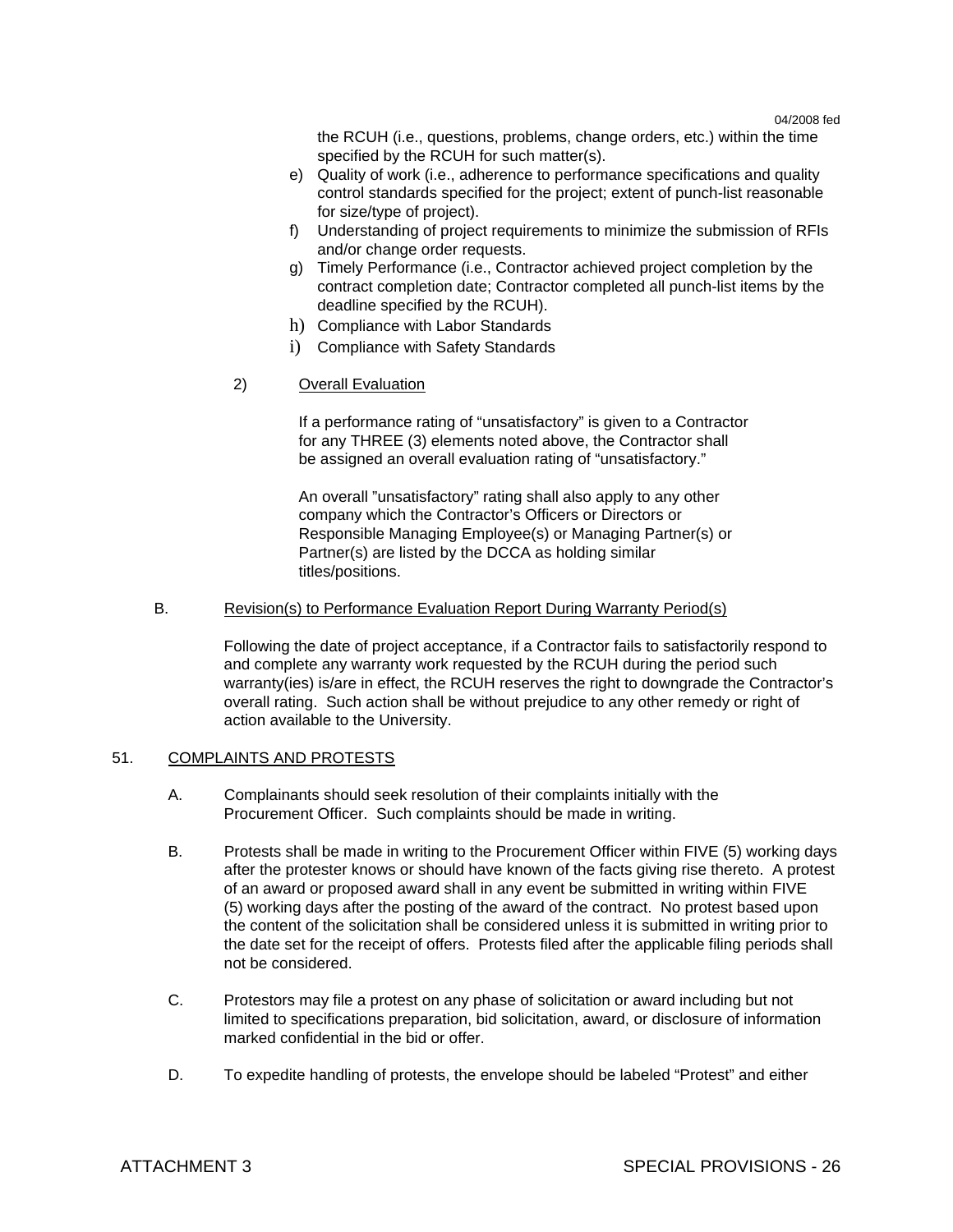the RCUH (i.e., questions, problems, change orders, etc.) within the time specified by the RCUH for such matter(s).

e) Quality of work (i.e., adherence to performance specifications and quality control standards specified for the project; extent of punch-list reasonable for size/type of project).

f) Understanding of project requirements to minimize the submission of RFIs and/or change order requests.

g) Timely Performance (i.e., Contractor achieved project completion by the contract completion date; Contractor completed all punch-list items by the deadline specified by the RCUH).

h) Compliance with Labor Standards

i) Compliance with Safety Standards

2) Overall Evaluation

If a performance rating of "unsatisfactory" is given to a Contractor for any THREE (3) elements noted above, the Contractor shall be assigned an overall evaluation rating of "unsatisfactory."

An overall "unsatisfactory" rating shall also apply to any other company which the Contractor's Officers or Directors or Responsible Managing Employee(s) or Managing Partner(s) or Partner(s) are listed by the DCCA as holding similar titles/positions.

B. Revision(s) to Performance Evaluation Report During Warranty Period(s)

Following the date of project acceptance, if a Contractor fails to satisfactorily respond to and complete any warranty work requested by the RCUH during the period such warranty(ies) is/are in effect, the RCUH reserves the right to downgrade the Contractor's overall rating. Such action shall be without prejudice to any other remedy or right of action available to the University.

## 51. COMPLAINTS AND PROTESTS

A. Complainants should seek resolution of their complaints initially with the Procurement Officer. Such complaints should be made in writing.

B. Protests shall be made in writing to the Procurement Officer within FIVE (5) working days after the protester knows or should have known of the facts giving rise thereto. A protest of an award or proposed award shall in any event be submitted in writing within FIVE (5) working days after the posting of the award of the contract. No protest based upon the content of the solicitation shall be considered unless it is submitted in writing prior to the date set for the receipt of offers. Protests filed after the applicable filing periods shall not be considered.

C. Protestors may file a protest on any phase of solicitation or award including but not limited to specifications preparation, bid solicitation, award, or disclosure of information marked confidential in the bid or offer.

D. To expedite handling of protests, the envelope should be labeled "Protest" and either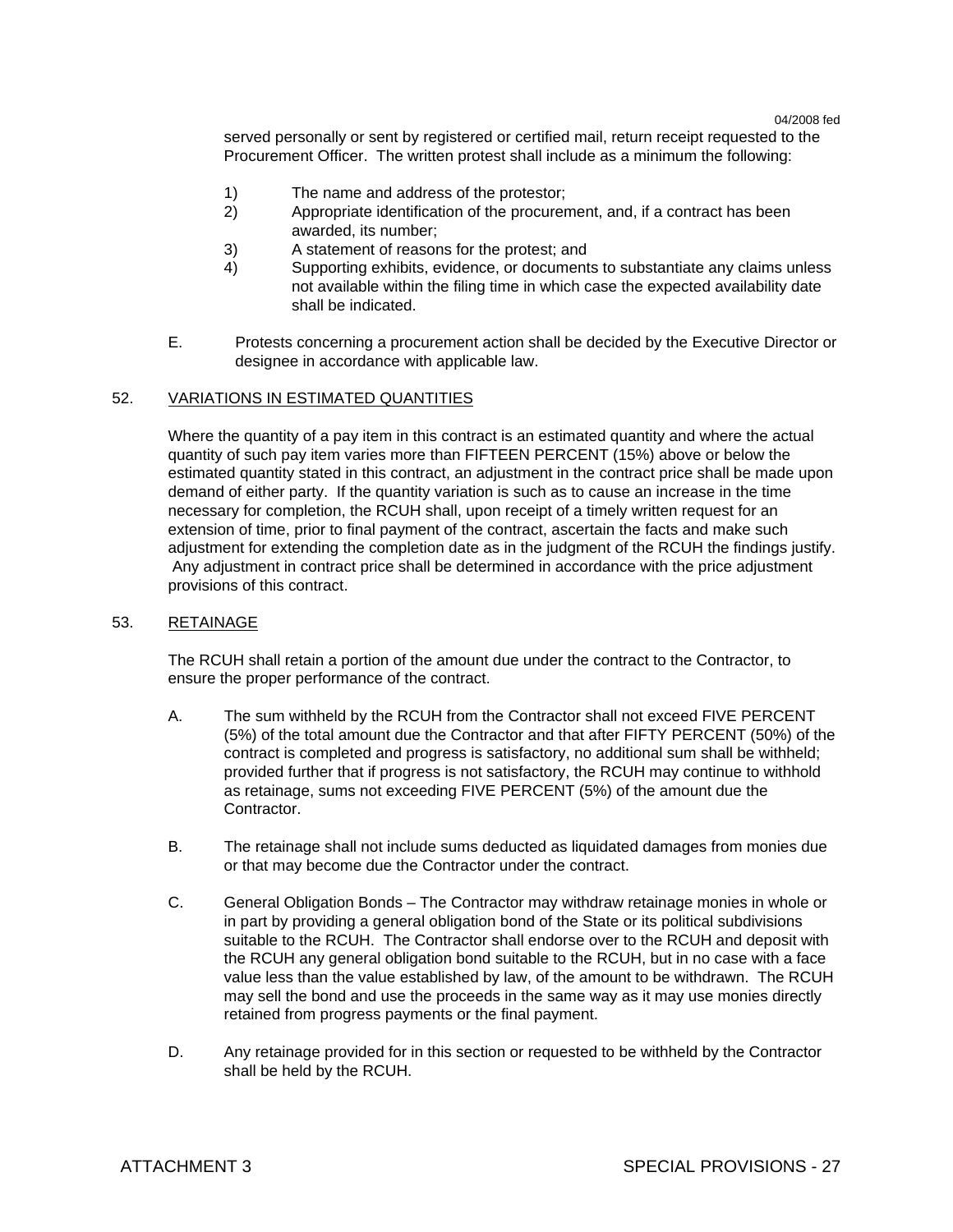served personally or sent by registered or certified mail, return receipt requested to the Procurement Officer. The written protest shall include as a minimum the following:

1) The name and address of the protestor;
2) Appropriate identification of the procurement, and, if a contract has been awarded, its number;
3) A statement of reasons for the protest; and
4) Supporting exhibits, evidence, or documents to substantiate any claims unless not available within the filing time in which case the expected availability date shall be indicated.

E. Protests concerning a procurement action shall be decided by the Executive Director or designee in accordance with applicable law.

## 52. VARIATIONS IN ESTIMATED QUANTITIES

Where the quantity of a pay item in this contract is an estimated quantity and where the actual quantity of such pay item varies more than FIFTEEN PERCENT (15%) above or below the estimated quantity stated in this contract, an adjustment in the contract price shall be made upon demand of either party. If the quantity variation is such as to cause an increase in the time necessary for completion, the RCUH shall, upon receipt of a timely written request for an extension of time, prior to final payment of the contract, ascertain the facts and make such adjustment for extending the completion date as in the judgment of the RCUH the findings justify. Any adjustment in contract price shall be determined in accordance with the price adjustment provisions of this contract.

## 53. RETAINAGE

The RCUH shall retain a portion of the amount due under the contract to the Contractor, to ensure the proper performance of the contract.

A. The sum withheld by the RCUH from the Contractor shall not exceed FIVE PERCENT (5%) of the total amount due the Contractor and that after FIFTY PERCENT (50%) of the contract is completed and progress is satisfactory, no additional sum shall be withheld; provided further that if progress is not satisfactory, the RCUH may continue to withhold as retainage, sums not exceeding FIVE PERCENT (5%) of the amount due the Contractor.

B. The retainage shall not include sums deducted as liquidated damages from monies due or that may become due the Contractor under the contract.

C. General Obligation Bonds – The Contractor may withdraw retainage monies in whole or in part by providing a general obligation bond of the State or its political subdivisions suitable to the RCUH. The Contractor shall endorse over to the RCUH and deposit with the RCUH any general obligation bond suitable to the RCUH, but in no case with a face value less than the value established by law, of the amount to be withdrawn. The RCUH may sell the bond and use the proceeds in the same way as it may use monies directly retained from progress payments or the final payment.

D. Any retainage provided for in this section or requested to be withheld by the Contractor shall be held by the RCUH.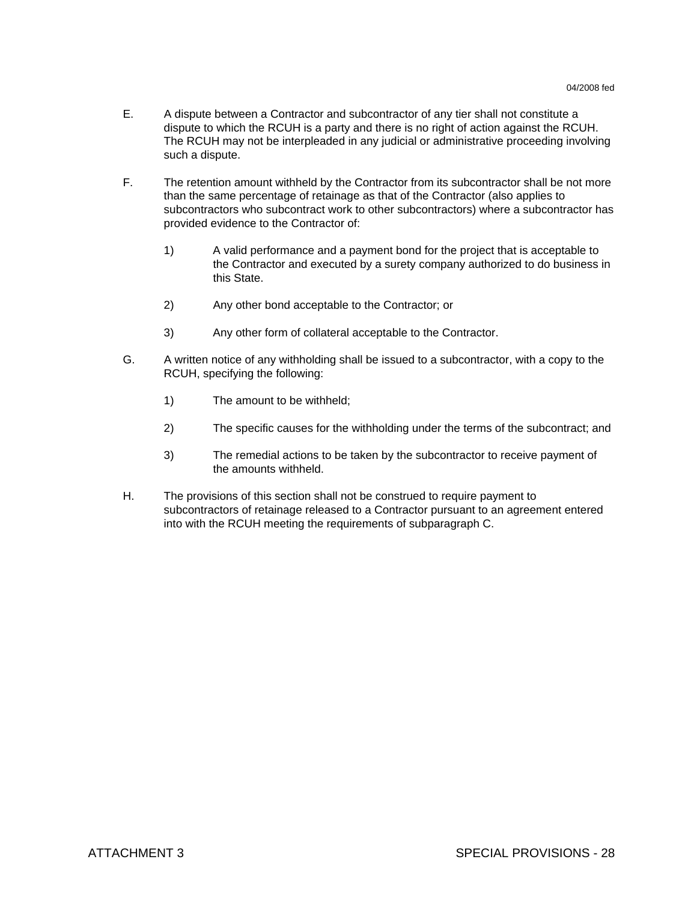E. A dispute between a Contractor and subcontractor of any tier shall not constitute a dispute to which the RCUH is a party and there is no right of action against the RCUH. The RCUH may not be interpleaded in any judicial or administrative proceeding involving such a dispute.

F. The retention amount withheld by the Contractor from its subcontractor shall be not more than the same percentage of retainage as that of the Contractor (also applies to subcontractors who subcontract work to other subcontractors) where a subcontractor has provided evidence to the Contractor of:

   1) A valid performance and a payment bond for the project that is acceptable to the Contractor and executed by a surety company authorized to do business in this State.

   2) Any other bond acceptable to the Contractor; or

   3) Any other form of collateral acceptable to the Contractor.

G. A written notice of any withholding shall be issued to a subcontractor, with a copy to the RCUH, specifying the following:

   1) The amount to be withheld;

   2) The specific causes for the withholding under the terms of the subcontract; and

   3) The remedial actions to be taken by the subcontractor to receive payment of the amounts withheld.

H. The provisions of this section shall not be construed to require payment to subcontractors of retainage released to a Contractor pursuant to an agreement entered into with the RCUH meeting the requirements of subparagraph C.